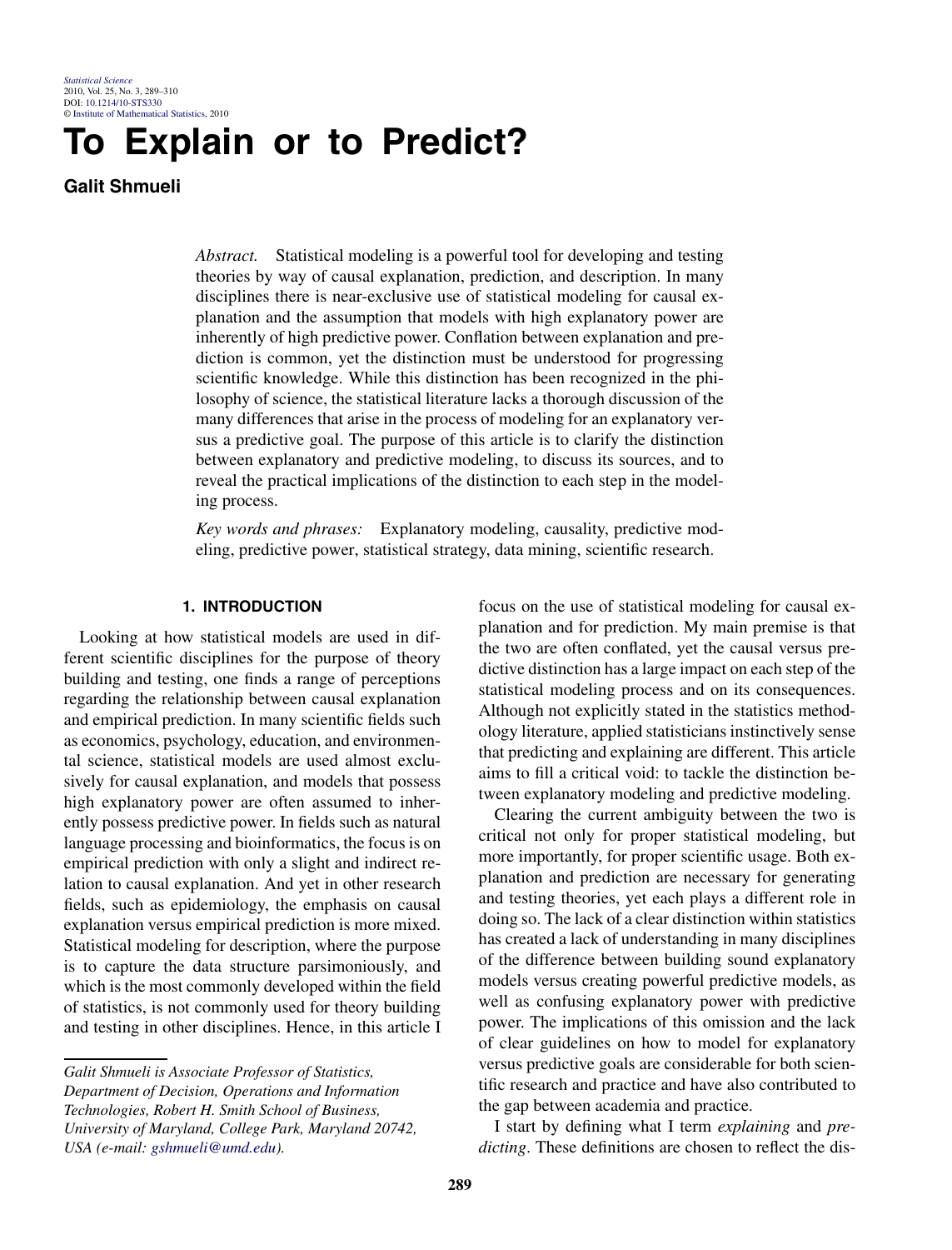# To Explain or to Predict?

**Galit Shmueli**

*Abstract.* Statistical modeling is a powerful tool for developing and testing theories by way of causal explanation, prediction, and description. In many disciplines there is near-exclusive use of statistical modeling for causal explanation and the assumption that models with high explanatory power are inherently of high predictive power. Conflation between explanation and prediction is common, yet the distinction must be understood for progressing scientific knowledge. While this distinction has been recognized in the philosophy of science, the statistical literature lacks a thorough discussion of the many differences that arise in the process of modeling for an explanatory versus a predictive goal. The purpose of this article is to clarify the distinction between explanatory and predictive modeling, to discuss its sources, and to reveal the practical implications of the distinction to each step in the modeling process.

*Key words and phrases:* Explanatory modeling, causality, predictive modeling, predictive power, statistical strategy, data mining, scientific research.

## 1. INTRODUCTION

Looking at how statistical models are used in different scientific disciplines for the purpose of theory building and testing, one finds a range of perceptions regarding the relationship between causal explanation and empirical prediction. In many scientific fields such as economics, psychology, education, and environmental science, statistical models are used almost exclusively for causal explanation, and models that possess high explanatory power are often assumed to inherently possess predictive power. In fields such as natural language processing and bioinformatics, the focus is on empirical prediction with only a slight and indirect relation to causal explanation. And yet in other research fields, such as epidemiology, the emphasis on causal explanation versus empirical prediction is more mixed. Statistical modeling for description, where the purpose is to capture the data structure parsimoniously, and which is the most commonly developed within the field of statistics, is not commonly used for theory building and testing in other disciplines. Hence, in this article I focus on the use of statistical modeling for causal explanation and for prediction. My main premise is that the two are often conflated, yet the causal versus predictive distinction has a large impact on each step of the statistical modeling process and on its consequences. Although not explicitly stated in the statistics methodology literature, applied statisticians instinctively sense that predicting and explaining are different. This article aims to fill a critical void: to tackle the distinction between explanatory modeling and predictive modeling.

Clearing the current ambiguity between the two is critical not only for proper statistical modeling, but more importantly, for proper scientific usage. Both explanation and prediction are necessary for generating and testing theories, yet each plays a different role in doing so. The lack of a clear distinction within statistics has created a lack of understanding in many disciplines of the difference between building sound explanatory models versus creating powerful predictive models, as well as confusing explanatory power with predictive power. The implications of this omission and the lack of clear guidelines on how to model for explanatory versus predictive goals are considerable for both scientific research and practice and have also contributed to the gap between academia and practice.

I start by defining what I term *explaining* and *predicting*. These definitions are chosen to reflect the dis-

*Galit Shmueli is Associate Professor of Statistics, Department of Decision, Operations and Information Technologies, Robert H. Smith School of Business, University of Maryland, College Park, Maryland 20742, USA (e-mail: gshmueli@umd.edu).*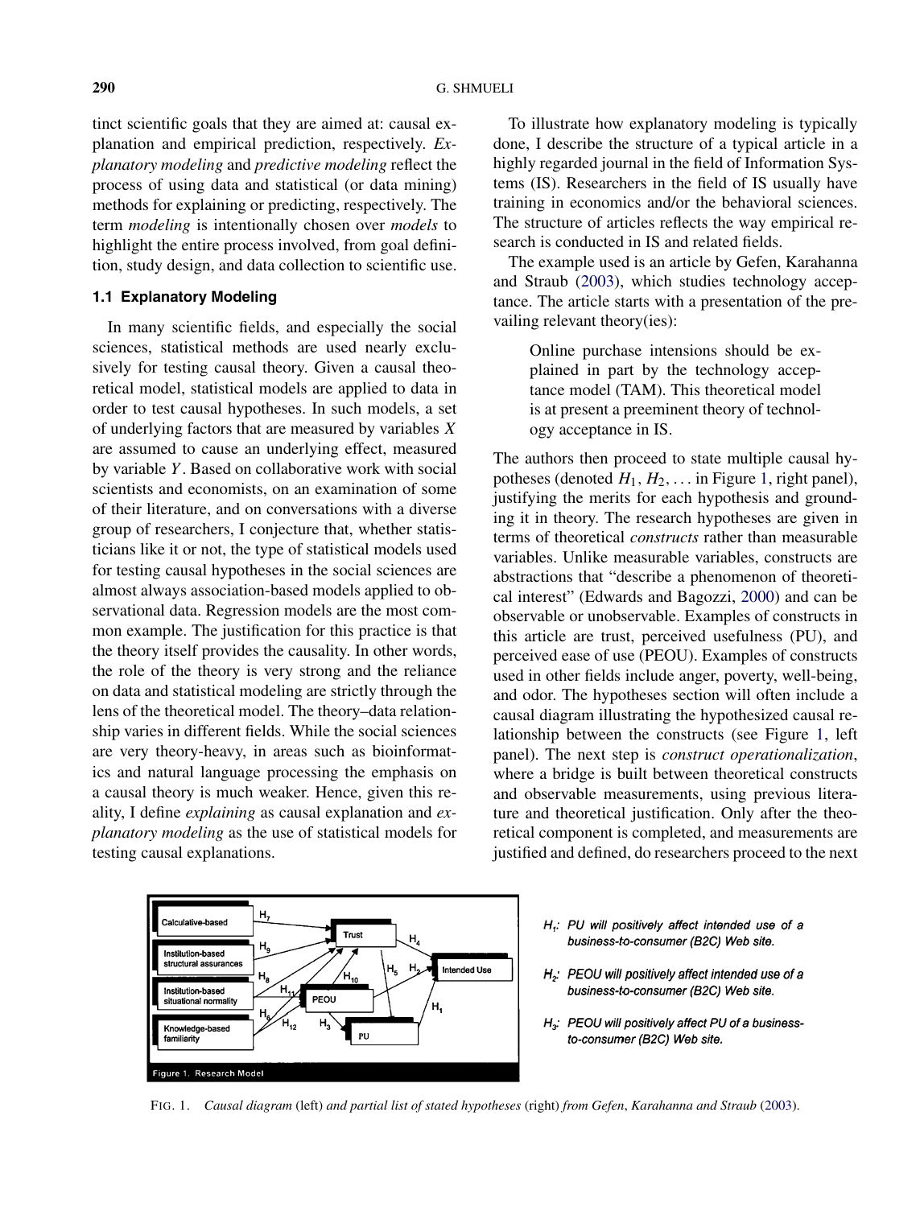tinct scientific goals that they are aimed at: causal explanation and empirical prediction, respectively. *Explanatory modeling* and *predictive modeling* reflect the process of using data and statistical (or data mining) methods for explaining or predicting, respectively. The term *modeling* is intentionally chosen over *models* to highlight the entire process involved, from goal definition, study design, and data collection to scientific use.

### 1.1 Explanatory Modeling

In many scientific fields, and especially the social sciences, statistical methods are used nearly exclusively for testing causal theory. Given a causal theoretical model, statistical models are applied to data in order to test causal hypotheses. In such models, a set of underlying factors that are measured by variables $X$ are assumed to cause an underlying effect, measured by variable $Y$. Based on collaborative work with social scientists and economists, on an examination of some of their literature, and on conversations with a diverse group of researchers, I conjecture that, whether statisticians like it or not, the type of statistical models used for testing causal hypotheses in the social sciences are almost always association-based models applied to observational data. Regression models are the most common example. The justification for this practice is that the theory itself provides the causality. In other words, the role of the theory is very strong and the reliance on data and statistical modeling are strictly through the lens of the theoretical model. The theory–data relationship varies in different fields. While the social sciences are very theory-heavy, in areas such as bioinformatics and natural language processing the emphasis on a causal theory is much weaker. Hence, given this reality, I define *explaining* as causal explanation and *explanatory modeling* as the use of statistical models for testing causal explanations.

To illustrate how explanatory modeling is typically done, I describe the structure of a typical article in a highly regarded journal in the field of Information Systems (IS). Researchers in the field of IS usually have training in economics and/or the behavioral sciences. The structure of articles reflects the way empirical research is conducted in IS and related fields.

The example used is an article by Gefen, Karahanna and Straub (2003), which studies technology acceptance. The article starts with a presentation of the prevailing relevant theory(ies):

> Online purchase intensions should be explained in part by the technology acceptance model (TAM). This theoretical model is at present a preeminent theory of technology acceptance in IS.

The authors then proceed to state multiple causal hypotheses (denoted $H_1, H_2, \ldots$ in Figure 1, right panel), justifying the merits for each hypothesis and grounding it in theory. The research hypotheses are given in terms of theoretical *constructs* rather than measurable variables. Unlike measurable variables, constructs are abstractions that "describe a phenomenon of theoretical interest" (Edwards and Bagozzi, 2000) and can be observable or unobservable. Examples of constructs in this article are trust, perceived usefulness (PU), and perceived ease of use (PEOU). Examples of constructs used in other fields include anger, poverty, well-being, and odor. The hypotheses section will often include a causal diagram illustrating the hypothesized causal relationship between the constructs (see Figure 1, left panel). The next step is *construct operationalization*, where a bridge is built between theoretical constructs and observable measurements, using previous literature and theoretical justification. Only after the theoretical component is completed, and measurements are justified and defined, do researchers proceed to the next

Calculative-based
Institution-based structural assurances
Institution-based situational normality
Knowledge-based familiarity
Trust
PEOU
PU
Intended Use
$H_1$ $H_2$ $H_3$ $H_4$ $H_5$ $H_6$ $H_7$ $H_8$ $H_9$ $H_{10}$ $H_{11}$ $H_{12}$
Figure 1. Research Model

*$H_1$: PU will positively affect intended use of a business-to-consumer (B2C) Web site.*

*$H_2$: PEOU will positively affect intended use of a business-to-consumer (B2C) Web site.*

*$H_3$: PEOU will positively affect PU of a business-to-consumer (B2C) Web site.*

FIG. 1. *Causal diagram* (left) *and partial list of stated hypotheses* (right) *from Gefen, Karahanna and Straub* (2003).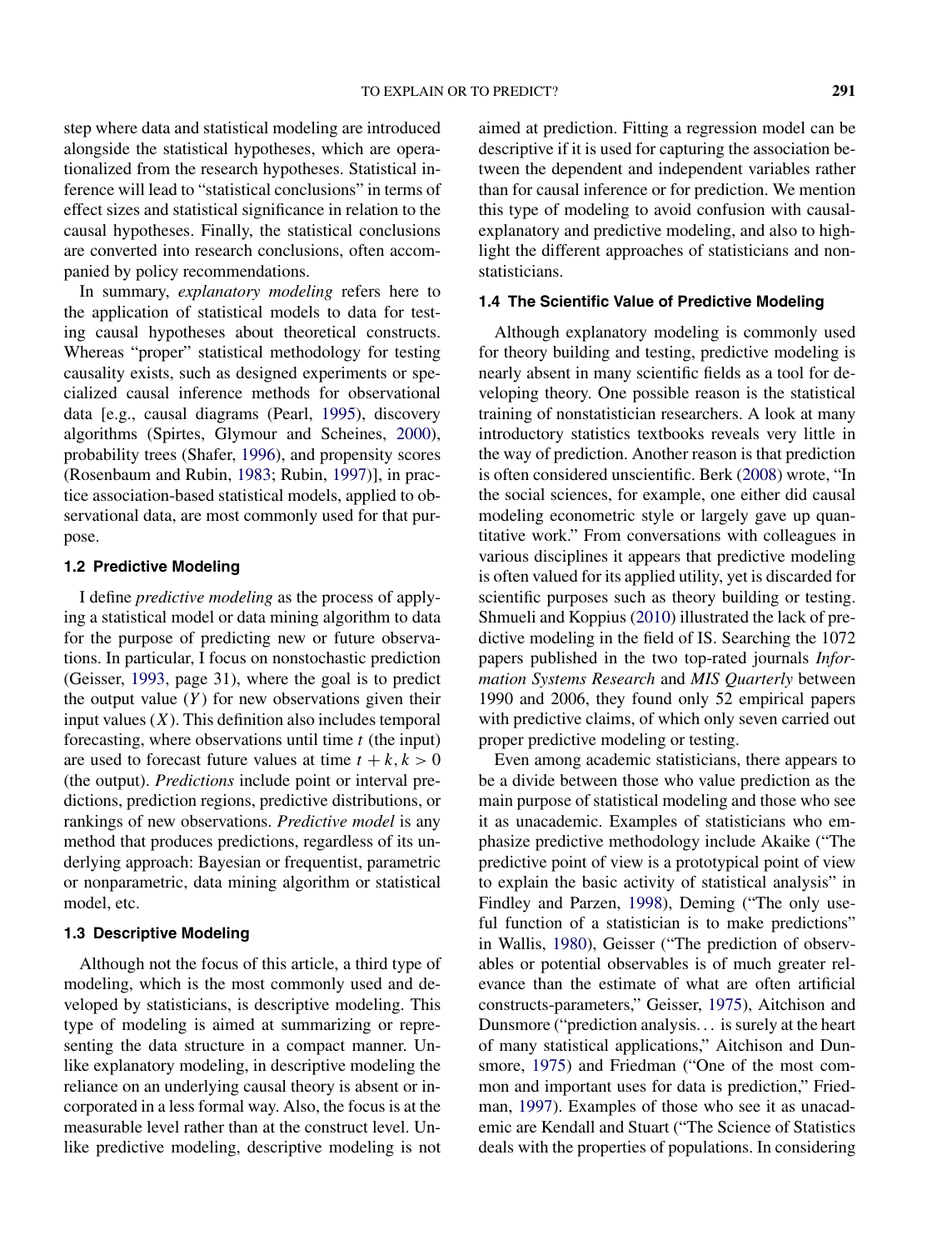step where data and statistical modeling are introduced alongside the statistical hypotheses, which are operationalized from the research hypotheses. Statistical inference will lead to "statistical conclusions" in terms of effect sizes and statistical significance in relation to the causal hypotheses. Finally, the statistical conclusions are converted into research conclusions, often accompanied by policy recommendations.

In summary, *explanatory modeling* refers here to the application of statistical models to data for testing causal hypotheses about theoretical constructs. Whereas "proper" statistical methodology for testing causality exists, such as designed experiments or specialized causal inference methods for observational data [e.g., causal diagrams (Pearl, 1995), discovery algorithms (Spirtes, Glymour and Scheines, 2000), probability trees (Shafer, 1996), and propensity scores (Rosenbaum and Rubin, 1983; Rubin, 1997)], in practice association-based statistical models, applied to observational data, are most commonly used for that purpose.

### 1.2 Predictive Modeling

I define *predictive modeling* as the process of applying a statistical model or data mining algorithm to data for the purpose of predicting new or future observations. In particular, I focus on nonstochastic prediction (Geisser, 1993, page 31), where the goal is to predict the output value ($Y$) for new observations given their input values ($X$). This definition also includes temporal forecasting, where observations until time $t$ (the input) are used to forecast future values at time $t + k, k > 0$ (the output). *Predictions* include point or interval predictions, prediction regions, predictive distributions, or rankings of new observations. *Predictive model* is any method that produces predictions, regardless of its underlying approach: Bayesian or frequentist, parametric or nonparametric, data mining algorithm or statistical model, etc.

### 1.3 Descriptive Modeling

Although not the focus of this article, a third type of modeling, which is the most commonly used and developed by statisticians, is descriptive modeling. This type of modeling is aimed at summarizing or representing the data structure in a compact manner. Unlike explanatory modeling, in descriptive modeling the reliance on an underlying causal theory is absent or incorporated in a less formal way. Also, the focus is at the measurable level rather than at the construct level. Unlike predictive modeling, descriptive modeling is not aimed at prediction. Fitting a regression model can be descriptive if it is used for capturing the association between the dependent and independent variables rather than for causal inference or for prediction. We mention this type of modeling to avoid confusion with causal-explanatory and predictive modeling, and also to highlight the different approaches of statisticians and nonstatisticians.

### 1.4 The Scientific Value of Predictive Modeling

Although explanatory modeling is commonly used for theory building and testing, predictive modeling is nearly absent in many scientific fields as a tool for developing theory. One possible reason is the statistical training of nonstatistician researchers. A look at many introductory statistics textbooks reveals very little in the way of prediction. Another reason is that prediction is often considered unscientific. Berk (2008) wrote, "In the social sciences, for example, one either did causal modeling econometric style or largely gave up quantitative work." From conversations with colleagues in various disciplines it appears that predictive modeling is often valued for its applied utility, yet is discarded for scientific purposes such as theory building or testing. Shmueli and Koppius (2010) illustrated the lack of predictive modeling in the field of IS. Searching the 1072 papers published in the two top-rated journals *Information Systems Research* and *MIS Quarterly* between 1990 and 2006, they found only 52 empirical papers with predictive claims, of which only seven carried out proper predictive modeling or testing.

Even among academic statisticians, there appears to be a divide between those who value prediction as the main purpose of statistical modeling and those who see it as unacademic. Examples of statisticians who emphasize predictive methodology include Akaike ("The predictive point of view is a prototypical point of view to explain the basic activity of statistical analysis" in Findley and Parzen, 1998), Deming ("The only useful function of a statistician is to make predictions" in Wallis, 1980), Geisser ("The prediction of observables or potential observables is of much greater relevance than the estimate of what are often artificial constructs-parameters," Geisser, 1975), Aitchison and Dunsmore ("prediction analysis… is surely at the heart of many statistical applications," Aitchison and Dunsmore, 1975) and Friedman ("One of the most common and important uses for data is prediction," Friedman, 1997). Examples of those who see it as unacademic are Kendall and Stuart ("The Science of Statistics deals with the properties of populations. In considering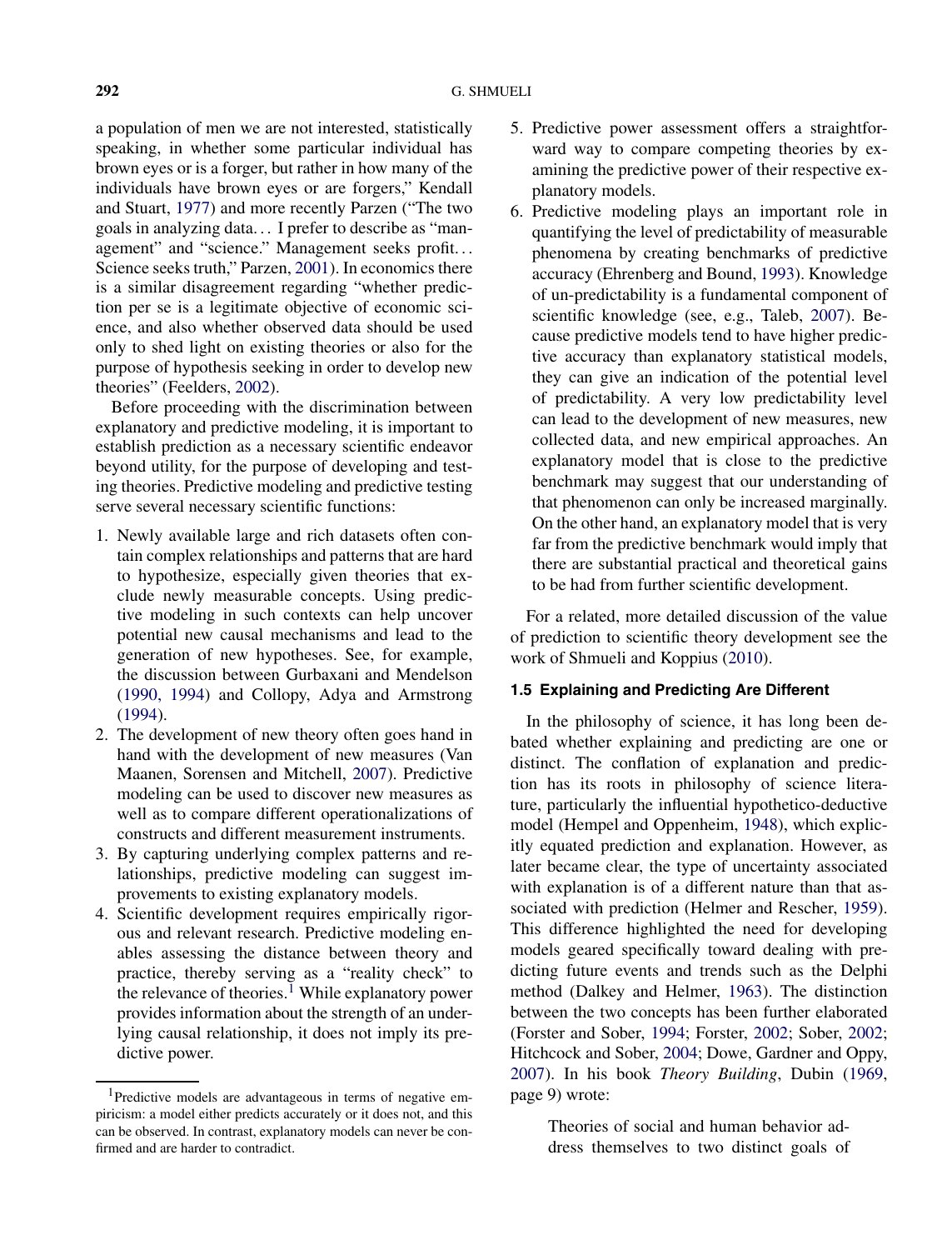a population of men we are not interested, statistically speaking, in whether some particular individual has brown eyes or is a forger, but rather in how many of the individuals have brown eyes or are forgers," Kendall and Stuart, 1977) and more recently Parzen ("The two goals in analyzing data... I prefer to describe as "management" and "science." Management seeks profit... Science seeks truth," Parzen, 2001). In economics there is a similar disagreement regarding "whether prediction per se is a legitimate objective of economic science, and also whether observed data should be used only to shed light on existing theories or also for the purpose of hypothesis seeking in order to develop new theories" (Feelders, 2002).

Before proceeding with the discrimination between explanatory and predictive modeling, it is important to establish prediction as a necessary scientific endeavor beyond utility, for the purpose of developing and testing theories. Predictive modeling and predictive testing serve several necessary scientific functions:

1. Newly available large and rich datasets often contain complex relationships and patterns that are hard to hypothesize, especially given theories that exclude newly measurable concepts. Using predictive modeling in such contexts can help uncover potential new causal mechanisms and lead to the generation of new hypotheses. See, for example, the discussion between Gurbaxani and Mendelson (1990, 1994) and Collopy, Adya and Armstrong (1994).
2. The development of new theory often goes hand in hand with the development of new measures (Van Maanen, Sorensen and Mitchell, 2007). Predictive modeling can be used to discover new measures as well as to compare different operationalizations of constructs and different measurement instruments.
3. By capturing underlying complex patterns and relationships, predictive modeling can suggest improvements to existing explanatory models.
4. Scientific development requires empirically rigorous and relevant research. Predictive modeling enables assessing the distance between theory and practice, thereby serving as a "reality check" to the relevance of theories.[1] While explanatory power provides information about the strength of an underlying causal relationship, it does not imply its predictive power.
5. Predictive power assessment offers a straightforward way to compare competing theories by examining the predictive power of their respective explanatory models.
6. Predictive modeling plays an important role in quantifying the level of predictability of measurable phenomena by creating benchmarks of predictive accuracy (Ehrenberg and Bound, 1993). Knowledge of un-predictability is a fundamental component of scientific knowledge (see, e.g., Taleb, 2007). Because predictive models tend to have higher predictive accuracy than explanatory statistical models, they can give an indication of the potential level of predictability. A very low predictability level can lead to the development of new measures, new collected data, and new empirical approaches. An explanatory model that is close to the predictive benchmark may suggest that our understanding of that phenomenon can only be increased marginally. On the other hand, an explanatory model that is very far from the predictive benchmark would imply that there are substantial practical and theoretical gains to be had from further scientific development.

For a related, more detailed discussion of the value of prediction to scientific theory development see the work of Shmueli and Koppius (2010).

### 1.5 Explaining and Predicting Are Different

In the philosophy of science, it has long been debated whether explaining and predicting are one or distinct. The conflation of explanation and prediction has its roots in philosophy of science literature, particularly the influential hypothetico-deductive model (Hempel and Oppenheim, 1948), which explicitly equated prediction and explanation. However, as later became clear, the type of uncertainty associated with explanation is of a different nature than that associated with prediction (Helmer and Rescher, 1959). This difference highlighted the need for developing models geared specifically toward dealing with predicting future events and trends such as the Delphi method (Dalkey and Helmer, 1963). The distinction between the two concepts has been further elaborated (Forster and Sober, 1994; Forster, 2002; Sober, 2002; Hitchcock and Sober, 2004; Dowe, Gardner and Oppy, 2007). In his book *Theory Building*, Dubin (1969, page 9) wrote:

> Theories of social and human behavior address themselves to two distinct goals of

[1] Predictive models are advantageous in terms of negative empiricism: a model either predicts accurately or it does not, and this can be observed. In contrast, explanatory models can never be confirmed and are harder to contradict.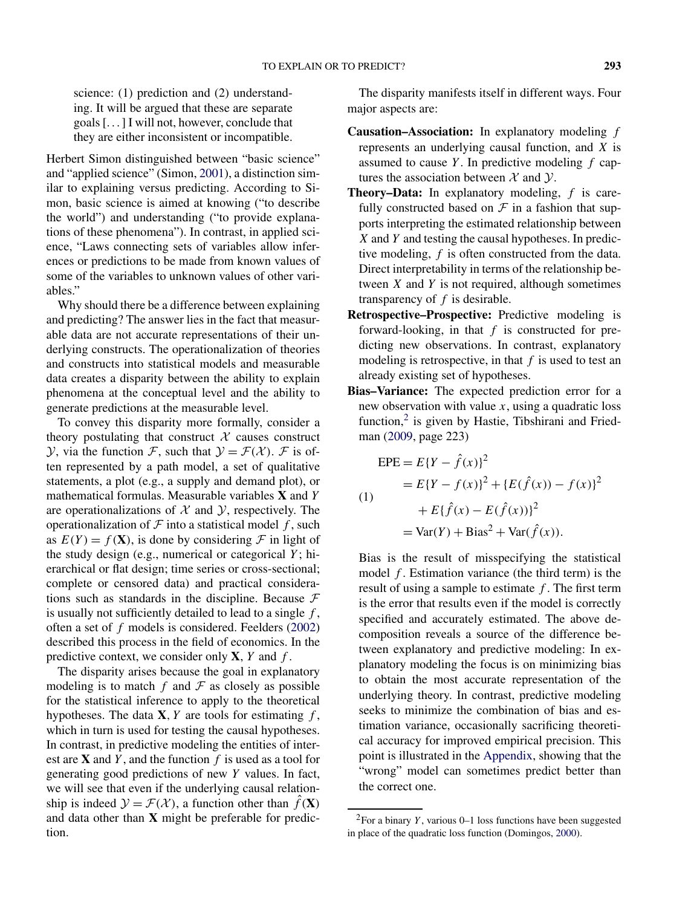science: (1) prediction and (2) understanding. It will be argued that these are separate goals [...] I will not, however, conclude that they are either inconsistent or incompatible.

Herbert Simon distinguished between "basic science" and "applied science" (Simon, 2001), a distinction similar to explaining versus predicting. According to Simon, basic science is aimed at knowing ("to describe the world") and understanding ("to provide explanations of these phenomena"). In contrast, in applied science, "Laws connecting sets of variables allow inferences or predictions to be made from known values of some of the variables to unknown values of other variables."

Why should there be a difference between explaining and predicting? The answer lies in the fact that measurable data are not accurate representations of their underlying constructs. The operationalization of theories and constructs into statistical models and measurable data creates a disparity between the ability to explain phenomena at the conceptual level and the ability to generate predictions at the measurable level.

To convey this disparity more formally, consider a theory postulating that construct $\mathcal{X}$ causes construct $\mathcal{Y}$, via the function $\mathcal{F}$, such that $\mathcal{Y} = \mathcal{F}(\mathcal{X})$. $\mathcal{F}$ is often represented by a path model, a set of qualitative statements, a plot (e.g., a supply and demand plot), or mathematical formulas. Measurable variables $\mathbf{X}$ and $Y$ are operationalizations of $\mathcal{X}$ and $\mathcal{Y}$, respectively. The operationalization of $\mathcal{F}$ into a statistical model $f$, such as $E(Y) = f(\mathbf{X})$, is done by considering $\mathcal{F}$ in light of the study design (e.g., numerical or categorical $Y$; hierarchical or flat design; time series or cross-sectional; complete or censored data) and practical considerations such as standards in the discipline. Because $\mathcal{F}$ is usually not sufficiently detailed to lead to a single $f$, often a set of $f$ models is considered. Feelders (2002) described this process in the field of economics. In the predictive context, we consider only $\mathbf{X}$, $Y$ and $f$.

The disparity arises because the goal in explanatory modeling is to match $f$ and $\mathcal{F}$ as closely as possible for the statistical inference to apply to the theoretical hypotheses. The data $\mathbf{X}, Y$ are tools for estimating $f$, which in turn is used for testing the causal hypotheses. In contrast, in predictive modeling the entities of interest are $\mathbf{X}$ and $Y$, and the function $f$ is used as a tool for generating good predictions of new $Y$ values. In fact, we will see that even if the underlying causal relationship is indeed $\mathcal{Y} = \mathcal{F}(\mathcal{X})$, a function other than $\hat{f}(\mathbf{X})$ and data other than $\mathbf{X}$ might be preferable for prediction.

The disparity manifests itself in different ways. Four major aspects are:

**Causation–Association:** In explanatory modeling $f$ represents an underlying causal function, and $X$ is assumed to cause $Y$. In predictive modeling $f$ captures the association between $\mathcal{X}$ and $\mathcal{Y}$.

**Theory–Data:** In explanatory modeling, $f$ is carefully constructed based on $\mathcal{F}$ in a fashion that supports interpreting the estimated relationship between $X$ and $Y$ and testing the causal hypotheses. In predictive modeling, $f$ is often constructed from the data. Direct interpretability in terms of the relationship between $X$ and $Y$ is not required, although sometimes transparency of $f$ is desirable.

**Retrospective–Prospective:** Predictive modeling is forward-looking, in that $f$ is constructed for predicting new observations. In contrast, explanatory modeling is retrospective, in that $f$ is used to test an already existing set of hypotheses.

**Bias–Variance:** The expected prediction error for a new observation with value $x$, using a quadratic loss function,[2] is given by Hastie, Tibshirani and Friedman (2009, page 223)

$$
\begin{aligned}
\text{EPE} &= E\{Y - \hat{f}(x)\}^2 \\
&= E\{Y - f(x)\}^2 + \{E(\hat{f}(x)) - f(x)\}^2 \\
&\quad + E\{\hat{f}(x) - E(\hat{f}(x))\}^2 \\
&= \text{Var}(Y) + \text{Bias}^2 + \text{Var}(\hat{f}(x)).
\end{aligned}
\tag{1}
$$

Bias is the result of misspecifying the statistical model $f$. Estimation variance (the third term) is the result of using a sample to estimate $f$. The first term is the error that results even if the model is correctly specified and accurately estimated. The above decomposition reveals a source of the difference between explanatory and predictive modeling: In explanatory modeling the focus is on minimizing bias to obtain the most accurate representation of the underlying theory. In contrast, predictive modeling seeks to minimize the combination of bias and estimation variance, occasionally sacrificing theoretical accuracy for improved empirical precision. This point is illustrated in the Appendix, showing that the "wrong" model can sometimes predict better than the correct one.

[2] For a binary $Y$, various 0–1 loss functions have been suggested in place of the quadratic loss function (Domingos, 2000).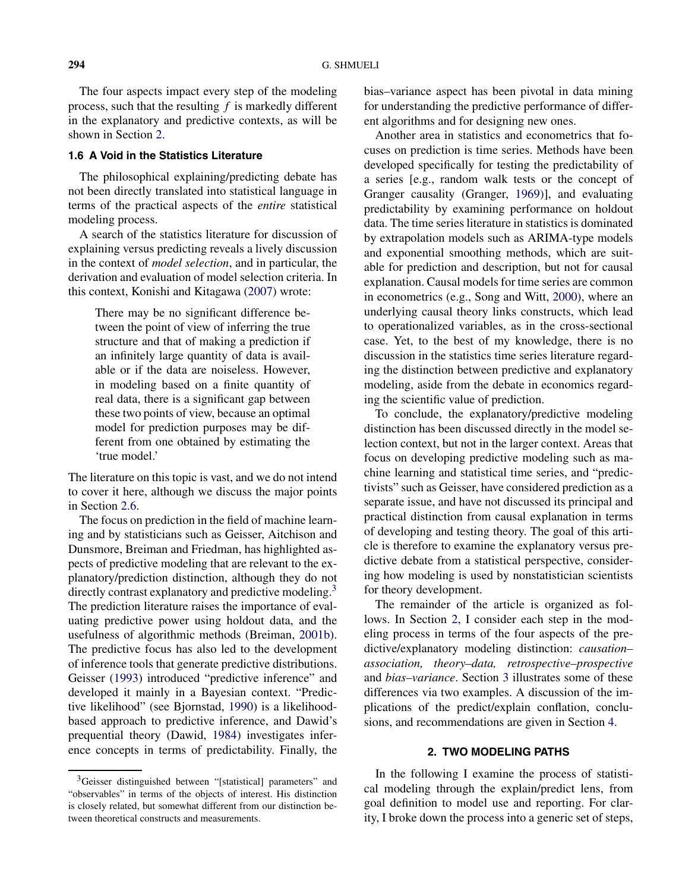The four aspects impact every step of the modeling process, such that the resulting $f$ is markedly different in the explanatory and predictive contexts, as will be shown in Section 2.

### 1.6 A Void in the Statistics Literature

The philosophical explaining/predicting debate has not been directly translated into statistical language in terms of the practical aspects of the *entire* statistical modeling process.

A search of the statistics literature for discussion of explaining versus predicting reveals a lively discussion in the context of *model selection*, and in particular, the derivation and evaluation of model selection criteria. In this context, Konishi and Kitagawa (2007) wrote:

> There may be no significant difference between the point of view of inferring the true structure and that of making a prediction if an infinitely large quantity of data is available or if the data are noiseless. However, in modeling based on a finite quantity of real data, there is a significant gap between these two points of view, because an optimal model for prediction purposes may be different from one obtained by estimating the 'true model.'

The literature on this topic is vast, and we do not intend to cover it here, although we discuss the major points in Section 2.6.

The focus on prediction in the field of machine learning and by statisticians such as Geisser, Aitchison and Dunsmore, Breiman and Friedman, has highlighted aspects of predictive modeling that are relevant to the explanatory/prediction distinction, although they do not directly contrast explanatory and predictive modeling.[3] The prediction literature raises the importance of evaluating predictive power using holdout data, and the usefulness of algorithmic methods (Breiman, 2001b). The predictive focus has also led to the development of inference tools that generate predictive distributions. Geisser (1993) introduced "predictive inference" and developed it mainly in a Bayesian context. "Predictive likelihood" (see Bjornstad, 1990) is a likelihood-based approach to predictive inference, and Dawid's prequential theory (Dawid, 1984) investigates inference concepts in terms of predictability. Finally, the bias–variance aspect has been pivotal in data mining for understanding the predictive performance of different algorithms and for designing new ones.

Another area in statistics and econometrics that focuses on prediction is time series. Methods have been developed specifically for testing the predictability of a series [e.g., random walk tests or the concept of Granger causality (Granger, 1969)], and evaluating predictability by examining performance on holdout data. The time series literature in statistics is dominated by extrapolation models such as ARIMA-type models and exponential smoothing methods, which are suitable for prediction and description, but not for causal explanation. Causal models for time series are common in econometrics (e.g., Song and Witt, 2000), where an underlying causal theory links constructs, which lead to operationalized variables, as in the cross-sectional case. Yet, to the best of my knowledge, there is no discussion in the statistics time series literature regarding the distinction between predictive and explanatory modeling, aside from the debate in economics regarding the scientific value of prediction.

To conclude, the explanatory/predictive modeling distinction has been discussed directly in the model selection context, but not in the larger context. Areas that focus on developing predictive modeling such as machine learning and statistical time series, and "predictivists" such as Geisser, have considered prediction as a separate issue, and have not discussed its principal and practical distinction from causal explanation in terms of developing and testing theory. The goal of this article is therefore to examine the explanatory versus predictive debate from a statistical perspective, considering how modeling is used by nonstatistician scientists for theory development.

The remainder of the article is organized as follows. In Section 2, I consider each step in the modeling process in terms of the four aspects of the predictive/explanatory modeling distinction: *causation–association, theory–data, retrospective–prospective* and *bias–variance*. Section 3 illustrates some of these differences via two examples. A discussion of the implications of the predict/explain conflation, conclusions, and recommendations are given in Section 4.

## 2. TWO MODELING PATHS

In the following I examine the process of statistical modeling through the explain/predict lens, from goal definition to model use and reporting. For clarity, I broke down the process into a generic set of steps,

[3] Geisser distinguished between "[statistical] parameters" and "observables" in terms of the objects of interest. His distinction is closely related, but somewhat different from our distinction between theoretical constructs and measurements.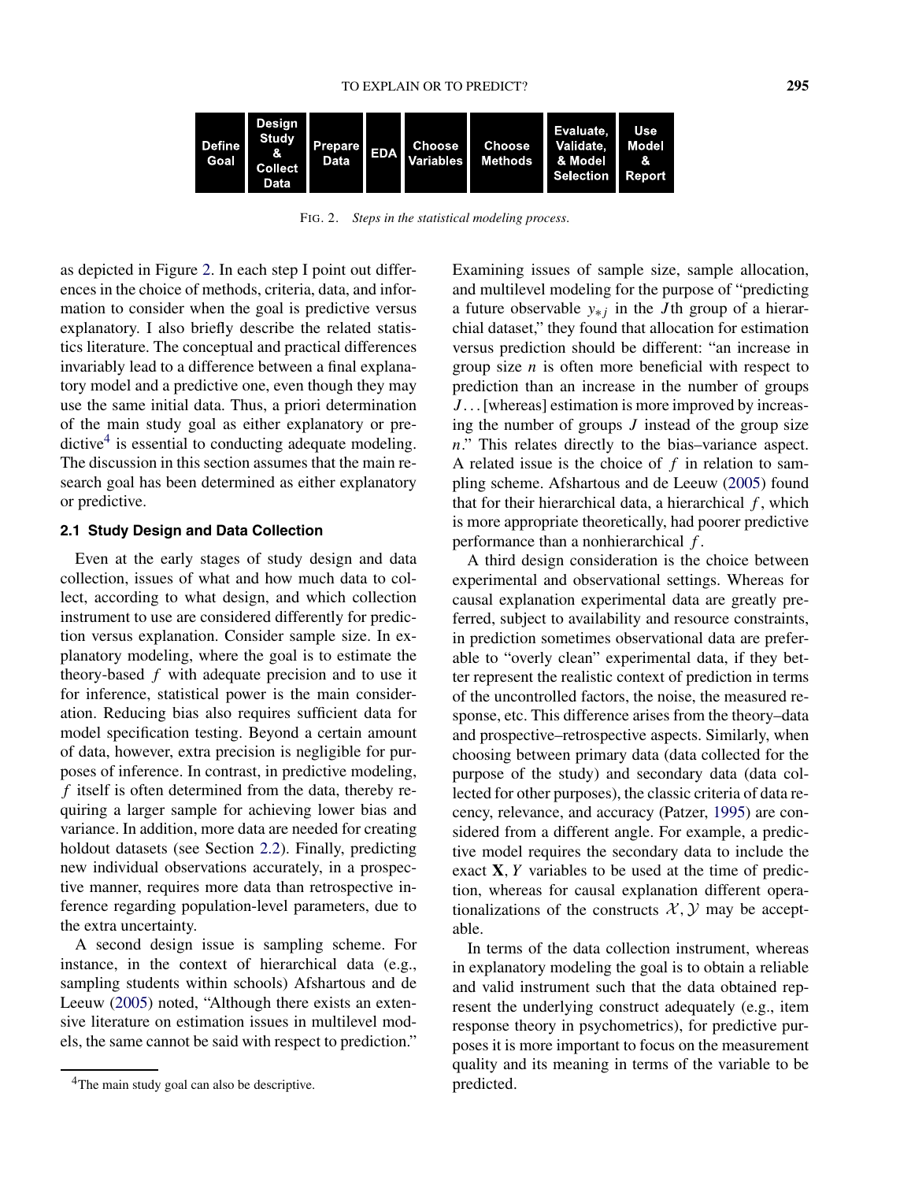| Define Goal | Design Study & Collect Data | Prepare Data | EDA | Choose Variables | Choose Methods | Evaluate, Validate, & Model Selection | Use Model & Report |
|---|---|---|---|---|---|---|---|

FIG. 2. *Steps in the statistical modeling process.*

as depicted in Figure 2. In each step I point out differences in the choice of methods, criteria, data, and information to consider when the goal is predictive versus explanatory. I also briefly describe the related statistics literature. The conceptual and practical differences invariably lead to a difference between a final explanatory model and a predictive one, even though they may use the same initial data. Thus, a priori determination of the main study goal as either explanatory or predictive[4] is essential to conducting adequate modeling. The discussion in this section assumes that the main research goal has been determined as either explanatory or predictive.

### 2.1 Study Design and Data Collection

Even at the early stages of study design and data collection, issues of what and how much data to collect, according to what design, and which collection instrument to use are considered differently for prediction versus explanation. Consider sample size. In explanatory modeling, where the goal is to estimate the theory-based $f$ with adequate precision and to use it for inference, statistical power is the main consideration. Reducing bias also requires sufficient data for model specification testing. Beyond a certain amount of data, however, extra precision is negligible for purposes of inference. In contrast, in predictive modeling, $f$ itself is often determined from the data, thereby requiring a larger sample for achieving lower bias and variance. In addition, more data are needed for creating holdout datasets (see Section 2.2). Finally, predicting new individual observations accurately, in a prospective manner, requires more data than retrospective inference regarding population-level parameters, due to the extra uncertainty.

A second design issue is sampling scheme. For instance, in the context of hierarchical data (e.g., sampling students within schools) Afshartous and de Leeuw (2005) noted, "Although there exists an extensive literature on estimation issues in multilevel models, the same cannot be said with respect to prediction." Examining issues of sample size, sample allocation, and multilevel modeling for the purpose of "predicting a future observable $y_{*j}$ in the $J$th group of a hierarchial dataset," they found that allocation for estimation versus prediction should be different: "an increase in group size $n$ is often more beneficial with respect to prediction than an increase in the number of groups $J$... [whereas] estimation is more improved by increasing the number of groups $J$ instead of the group size $n$." This relates directly to the bias–variance aspect. A related issue is the choice of $f$ in relation to sampling scheme. Afshartous and de Leeuw (2005) found that for their hierarchical data, a hierarchical $f$, which is more appropriate theoretically, had poorer predictive performance than a nonhierarchical $f$.

A third design consideration is the choice between experimental and observational settings. Whereas for causal explanation experimental data are greatly preferred, subject to availability and resource constraints, in prediction sometimes observational data are preferable to "overly clean" experimental data, if they better represent the realistic context of prediction in terms of the uncontrolled factors, the noise, the measured response, etc. This difference arises from the theory–data and prospective–retrospective aspects. Similarly, when choosing between primary data (data collected for the purpose of the study) and secondary data (data collected for other purposes), the classic criteria of data recency, relevance, and accuracy (Patzer, 1995) are considered from a different angle. For example, a predictive model requires the secondary data to include the exact $\mathbf{X}, Y$ variables to be used at the time of prediction, whereas for causal explanation different operationalizations of the constructs $\mathcal{X}, \mathcal{Y}$ may be acceptable.

In terms of the data collection instrument, whereas in explanatory modeling the goal is to obtain a reliable and valid instrument such that the data obtained represent the underlying construct adequately (e.g., item response theory in psychometrics), for predictive purposes it is more important to focus on the measurement quality and its meaning in terms of the variable to be predicted.

[4] The main study goal can also be descriptive.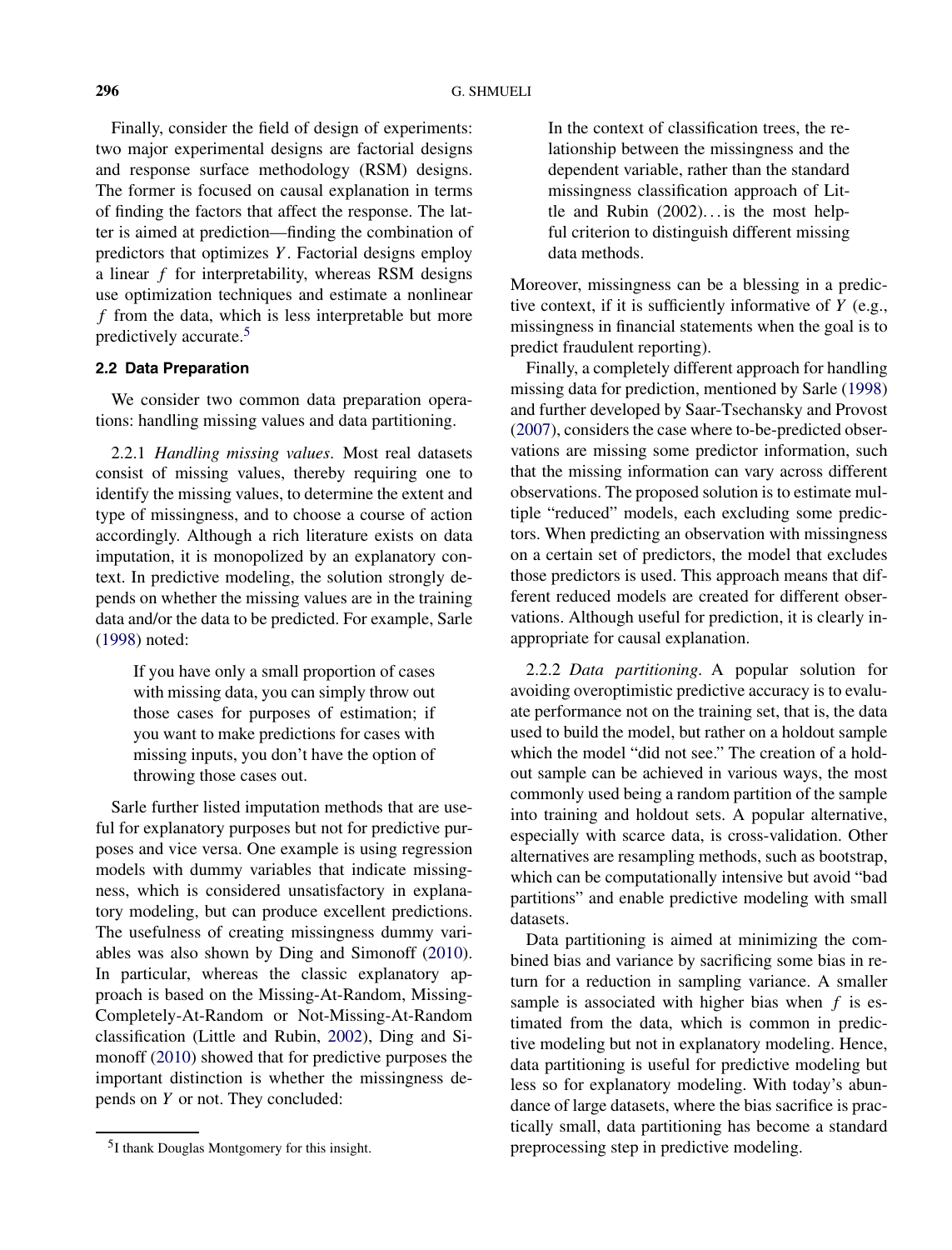Finally, consider the field of design of experiments: two major experimental designs are factorial designs and response surface methodology (RSM) designs. The former is focused on causal explanation in terms of finding the factors that affect the response. The latter is aimed at prediction—finding the combination of predictors that optimizes $Y$. Factorial designs employ a linear $f$ for interpretability, whereas RSM designs use optimization techniques and estimate a nonlinear $f$ from the data, which is less interpretable but more predictively accurate.[5]

### 2.2 Data Preparation

We consider two common data preparation operations: handling missing values and data partitioning.

2.2.1 *Handling missing values*. Most real datasets consist of missing values, thereby requiring one to identify the missing values, to determine the extent and type of missingness, and to choose a course of action accordingly. Although a rich literature exists on data imputation, it is monopolized by an explanatory context. In predictive modeling, the solution strongly depends on whether the missing values are in the training data and/or the data to be predicted. For example, Sarle (1998) noted:

> If you have only a small proportion of cases with missing data, you can simply throw out those cases for purposes of estimation; if you want to make predictions for cases with missing inputs, you don't have the option of throwing those cases out.

Sarle further listed imputation methods that are useful for explanatory purposes but not for predictive purposes and vice versa. One example is using regression models with dummy variables that indicate missingness, which is considered unsatisfactory in explanatory modeling, but can produce excellent predictions. The usefulness of creating missingness dummy variables was also shown by Ding and Simonoff (2010). In particular, whereas the classic explanatory approach is based on the Missing-At-Random, Missing-Completely-At-Random or Not-Missing-At-Random classification (Little and Rubin, 2002), Ding and Simonoff (2010) showed that for predictive purposes the important distinction is whether the missingness depends on $Y$ or not. They concluded:

> In the context of classification trees, the relationship between the missingness and the dependent variable, rather than the standard missingness classification approach of Little and Rubin (2002)... is the most helpful criterion to distinguish different missing data methods.

Moreover, missingness can be a blessing in a predictive context, if it is sufficiently informative of $Y$ (e.g., missingness in financial statements when the goal is to predict fraudulent reporting).

Finally, a completely different approach for handling missing data for prediction, mentioned by Sarle (1998) and further developed by Saar-Tsechansky and Provost (2007), considers the case where to-be-predicted observations are missing some predictor information, such that the missing information can vary across different observations. The proposed solution is to estimate multiple "reduced" models, each excluding some predictors. When predicting an observation with missingness on a certain set of predictors, the model that excludes those predictors is used. This approach means that different reduced models are created for different observations. Although useful for prediction, it is clearly inappropriate for causal explanation.

2.2.2 *Data partitioning*. A popular solution for avoiding overoptimistic predictive accuracy is to evaluate performance not on the training set, that is, the data used to build the model, but rather on a holdout sample which the model "did not see." The creation of a holdout sample can be achieved in various ways, the most commonly used being a random partition of the sample into training and holdout sets. A popular alternative, especially with scarce data, is cross-validation. Other alternatives are resampling methods, such as bootstrap, which can be computationally intensive but avoid "bad partitions" and enable predictive modeling with small datasets.

Data partitioning is aimed at minimizing the combined bias and variance by sacrificing some bias in return for a reduction in sampling variance. A smaller sample is associated with higher bias when $f$ is estimated from the data, which is common in predictive modeling but not in explanatory modeling. Hence, data partitioning is useful for predictive modeling but less so for explanatory modeling. With today's abundance of large datasets, where the bias sacrifice is practically small, data partitioning has become a standard preprocessing step in predictive modeling.

[5] I thank Douglas Montgomery for this insight.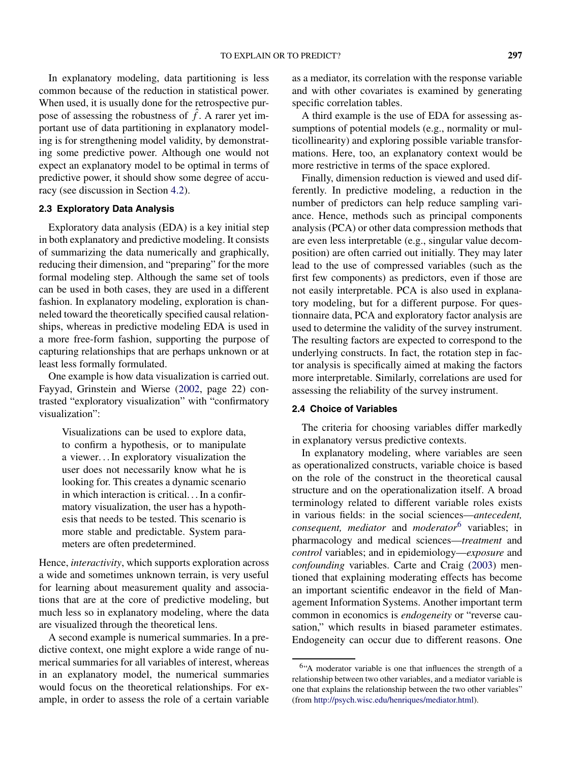In explanatory modeling, data partitioning is less common because of the reduction in statistical power. When used, it is usually done for the retrospective purpose of assessing the robustness of $\hat{f}$. A rarer yet important use of data partitioning in explanatory modeling is for strengthening model validity, by demonstrating some predictive power. Although one would not expect an explanatory model to be optimal in terms of predictive power, it should show some degree of accuracy (see discussion in Section 4.2).

### 2.3 Exploratory Data Analysis

Exploratory data analysis (EDA) is a key initial step in both explanatory and predictive modeling. It consists of summarizing the data numerically and graphically, reducing their dimension, and "preparing" for the more formal modeling step. Although the same set of tools can be used in both cases, they are used in a different fashion. In explanatory modeling, exploration is channeled toward the theoretically specified causal relationships, whereas in predictive modeling EDA is used in a more free-form fashion, supporting the purpose of capturing relationships that are perhaps unknown or at least less formally formulated.

One example is how data visualization is carried out. Fayyad, Grinstein and Wierse (2002, page 22) contrasted "exploratory visualization" with "confirmatory visualization":

> Visualizations can be used to explore data, to confirm a hypothesis, or to manipulate a viewer... In exploratory visualization the user does not necessarily know what he is looking for. This creates a dynamic scenario in which interaction is critical... In a confirmatory visualization, the user has a hypothesis that needs to be tested. This scenario is more stable and predictable. System parameters are often predetermined.

Hence, *interactivity*, which supports exploration across a wide and sometimes unknown terrain, is very useful for learning about measurement quality and associations that are at the core of predictive modeling, but much less so in explanatory modeling, where the data are visualized through the theoretical lens.

A second example is numerical summaries. In a predictive context, one might explore a wide range of numerical summaries for all variables of interest, whereas in an explanatory model, the numerical summaries would focus on the theoretical relationships. For example, in order to assess the role of a certain variable as a mediator, its correlation with the response variable and with other covariates is examined by generating specific correlation tables.

A third example is the use of EDA for assessing assumptions of potential models (e.g., normality or multicollinearity) and exploring possible variable transformations. Here, too, an explanatory context would be more restrictive in terms of the space explored.

Finally, dimension reduction is viewed and used differently. In predictive modeling, a reduction in the number of predictors can help reduce sampling variance. Hence, methods such as principal components analysis (PCA) or other data compression methods that are even less interpretable (e.g., singular value decomposition) are often carried out initially. They may later lead to the use of compressed variables (such as the first few components) as predictors, even if those are not easily interpretable. PCA is also used in explanatory modeling, but for a different purpose. For questionnaire data, PCA and exploratory factor analysis are used to determine the validity of the survey instrument. The resulting factors are expected to correspond to the underlying constructs. In fact, the rotation step in factor analysis is specifically aimed at making the factors more interpretable. Similarly, correlations are used for assessing the reliability of the survey instrument.

### 2.4 Choice of Variables

The criteria for choosing variables differ markedly in explanatory versus predictive contexts.

In explanatory modeling, where variables are seen as operationalized constructs, variable choice is based on the role of the construct in the theoretical causal structure and on the operationalization itself. A broad terminology related to different variable roles exists in various fields: in the social sciences—*antecedent, consequent, mediator* and *moderator*[6] variables; in pharmacology and medical sciences—*treatment* and *control* variables; and in epidemiology—*exposure* and *confounding* variables. Carte and Craig (2003) mentioned that explaining moderating effects has become an important scientific endeavor in the field of Management Information Systems. Another important term common in economics is *endogeneity* or "reverse causation," which results in biased parameter estimates. Endogeneity can occur due to different reasons. One

[6]"A moderator variable is one that influences the strength of a relationship between two other variables, and a mediator variable is one that explains the relationship between the two other variables" (from http://psych.wisc.edu/henriques/mediator.html).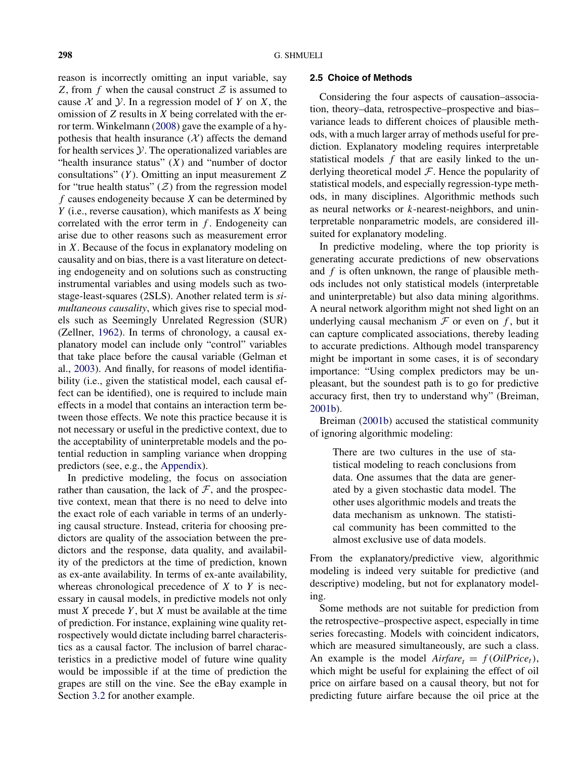reason is incorrectly omitting an input variable, say $Z$, from $f$ when the causal construct $\mathcal{Z}$ is assumed to cause $\mathcal{X}$ and $\mathcal{Y}$. In a regression model of $Y$ on $X$, the omission of $Z$ results in $X$ being correlated with the error term. Winkelmann (2008) gave the example of a hypothesis that health insurance ($\mathcal{X}$) affects the demand for health services $\mathcal{Y}$. The operationalized variables are "health insurance status" ($X$) and "number of doctor consultations" ($Y$). Omitting an input measurement $Z$ for "true health status" ($\mathcal{Z}$) from the regression model $f$ causes endogeneity because $X$ can be determined by $Y$ (i.e., reverse causation), which manifests as $X$ being correlated with the error term in $f$. Endogeneity can arise due to other reasons such as measurement error in $X$. Because of the focus in explanatory modeling on causality and on bias, there is a vast literature on detecting endogeneity and on solutions such as constructing instrumental variables and using models such as two-stage-least-squares (2SLS). Another related term is *simultaneous causality*, which gives rise to special models such as Seemingly Unrelated Regression (SUR) (Zellner, 1962). In terms of chronology, a causal explanatory model can include only "control" variables that take place before the causal variable (Gelman et al., 2003). And finally, for reasons of model identifiability (i.e., given the statistical model, each causal effect can be identified), one is required to include main effects in a model that contains an interaction term between those effects. We note this practice because it is not necessary or useful in the predictive context, due to the acceptability of uninterpretable models and the potential reduction in sampling variance when dropping predictors (see, e.g., the Appendix).

In predictive modeling, the focus on association rather than causation, the lack of $\mathcal{F}$, and the prospective context, mean that there is no need to delve into the exact role of each variable in terms of an underlying causal structure. Instead, criteria for choosing predictors are quality of the association between the predictors and the response, data quality, and availability of the predictors at the time of prediction, known as ex-ante availability. In terms of ex-ante availability, whereas chronological precedence of $X$ to $Y$ is necessary in causal models, in predictive models not only must $X$ precede $Y$, but $X$ must be available at the time of prediction. For instance, explaining wine quality retrospectively would dictate including barrel characteristics as a causal factor. The inclusion of barrel characteristics in a predictive model of future wine quality would be impossible if at the time of prediction the grapes are still on the vine. See the eBay example in Section 3.2 for another example.

### 2.5 Choice of Methods

Considering the four aspects of causation–association, theory–data, retrospective–prospective and bias–variance leads to different choices of plausible methods, with a much larger array of methods useful for prediction. Explanatory modeling requires interpretable statistical models $f$ that are easily linked to the underlying theoretical model $\mathcal{F}$. Hence the popularity of statistical models, and especially regression-type methods, in many disciplines. Algorithmic methods such as neural networks or $k$-nearest-neighbors, and uninterpretable nonparametric models, are considered ill-suited for explanatory modeling.

In predictive modeling, where the top priority is generating accurate predictions of new observations and $f$ is often unknown, the range of plausible methods includes not only statistical models (interpretable and uninterpretable) but also data mining algorithms. A neural network algorithm might not shed light on an underlying causal mechanism $\mathcal{F}$ or even on $f$, but it can capture complicated associations, thereby leading to accurate predictions. Although model transparency might be important in some cases, it is of secondary importance: "Using complex predictors may be unpleasant, but the soundest path is to go for predictive accuracy first, then try to understand why" (Breiman, 2001b).

Breiman (2001b) accused the statistical community of ignoring algorithmic modeling:

> There are two cultures in the use of statistical modeling to reach conclusions from data. One assumes that the data are generated by a given stochastic data model. The other uses algorithmic models and treats the data mechanism as unknown. The statistical community has been committed to the almost exclusive use of data models.

From the explanatory/predictive view, algorithmic modeling is indeed very suitable for predictive (and descriptive) modeling, but not for explanatory modeling.

Some methods are not suitable for prediction from the retrospective–prospective aspect, especially in time series forecasting. Models with coincident indicators, which are measured simultaneously, are such a class. An example is the model $Airfare_t = f(OilPrice_t)$, which might be useful for explaining the effect of oil price on airfare based on a causal theory, but not for predicting future airfare because the oil price at the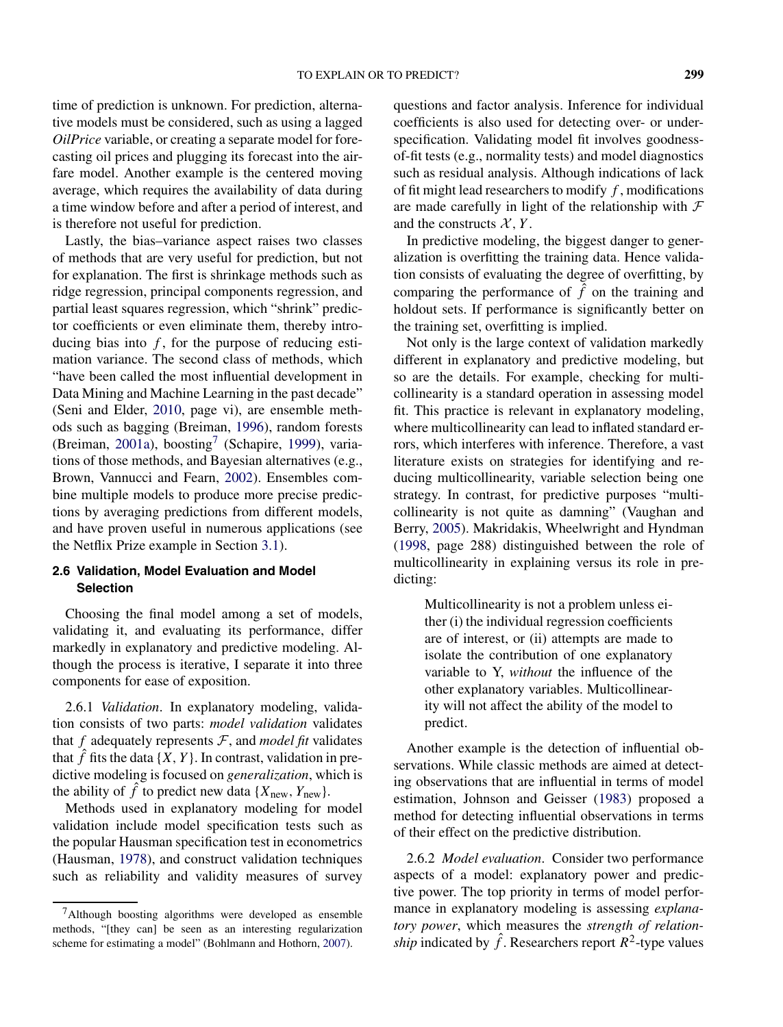time of prediction is unknown. For prediction, alternative models must be considered, such as using a lagged *OilPrice* variable, or creating a separate model for forecasting oil prices and plugging its forecast into the airfare model. Another example is the centered moving average, which requires the availability of data during a time window before and after a period of interest, and is therefore not useful for prediction.

Lastly, the bias–variance aspect raises two classes of methods that are very useful for prediction, but not for explanation. The first is shrinkage methods such as ridge regression, principal components regression, and partial least squares regression, which "shrink" predictor coefficients or even eliminate them, thereby introducing bias into $f$, for the purpose of reducing estimation variance. The second class of methods, which "have been called the most influential development in Data Mining and Machine Learning in the past decade" (Seni and Elder, 2010, page vi), are ensemble methods such as bagging (Breiman, 1996), random forests (Breiman, 2001a), boosting[7] (Schapire, 1999), variations of those methods, and Bayesian alternatives (e.g., Brown, Vannucci and Fearn, 2002). Ensembles combine multiple models to produce more precise predictions by averaging predictions from different models, and have proven useful in numerous applications (see the Netflix Prize example in Section 3.1).

### 2.6 Validation, Model Evaluation and Model Selection

Choosing the final model among a set of models, validating it, and evaluating its performance, differ markedly in explanatory and predictive modeling. Although the process is iterative, I separate it into three components for ease of exposition.

2.6.1 *Validation*. In explanatory modeling, validation consists of two parts: *model validation* validates that $f$ adequately represents $\mathcal{F}$, and *model fit* validates that $\hat{f}$ fits the data $\{X, Y\}$. In contrast, validation in predictive modeling is focused on *generalization*, which is the ability of $\hat{f}$ to predict new data $\{X_{\text{new}}, Y_{\text{new}}\}$.

Methods used in explanatory modeling for model validation include model specification tests such as the popular Hausman specification test in econometrics (Hausman, 1978), and construct validation techniques such as reliability and validity measures of survey questions and factor analysis. Inference for individual coefficients is also used for detecting over- or underspecification. Validating model fit involves goodness-of-fit tests (e.g., normality tests) and model diagnostics such as residual analysis. Although indications of lack of fit might lead researchers to modify $f$, modifications are made carefully in light of the relationship with $\mathcal{F}$ and the constructs $\mathcal{X}, Y$.

In predictive modeling, the biggest danger to generalization is overfitting the training data. Hence validation consists of evaluating the degree of overfitting, by comparing the performance of $\hat{f}$ on the training and holdout sets. If performance is significantly better on the training set, overfitting is implied.

Not only is the large context of validation markedly different in explanatory and predictive modeling, but so are the details. For example, checking for multicollinearity is a standard operation in assessing model fit. This practice is relevant in explanatory modeling, where multicollinearity can lead to inflated standard errors, which interferes with inference. Therefore, a vast literature exists on strategies for identifying and reducing multicollinearity, variable selection being one strategy. In contrast, for predictive purposes "multicollinearity is not quite as damning" (Vaughan and Berry, 2005). Makridakis, Wheelwright and Hyndman (1998, page 288) distinguished between the role of multicollinearity in explaining versus its role in predicting:

> Multicollinearity is not a problem unless either (i) the individual regression coefficients are of interest, or (ii) attempts are made to isolate the contribution of one explanatory variable to Y, *without* the influence of the other explanatory variables. Multicollinearity will not affect the ability of the model to predict.

Another example is the detection of influential observations. While classic methods are aimed at detecting observations that are influential in terms of model estimation, Johnson and Geisser (1983) proposed a method for detecting influential observations in terms of their effect on the predictive distribution.

2.6.2 *Model evaluation*. Consider two performance aspects of a model: explanatory power and predictive power. The top priority in terms of model performance in explanatory modeling is assessing *explanatory power*, which measures the *strength of relationship* indicated by $\hat{f}$. Researchers report $R^2$-type values

[7] Although boosting algorithms were developed as ensemble methods, "[they can] be seen as an interesting regularization scheme for estimating a model" (Bohlmann and Hothorn, 2007).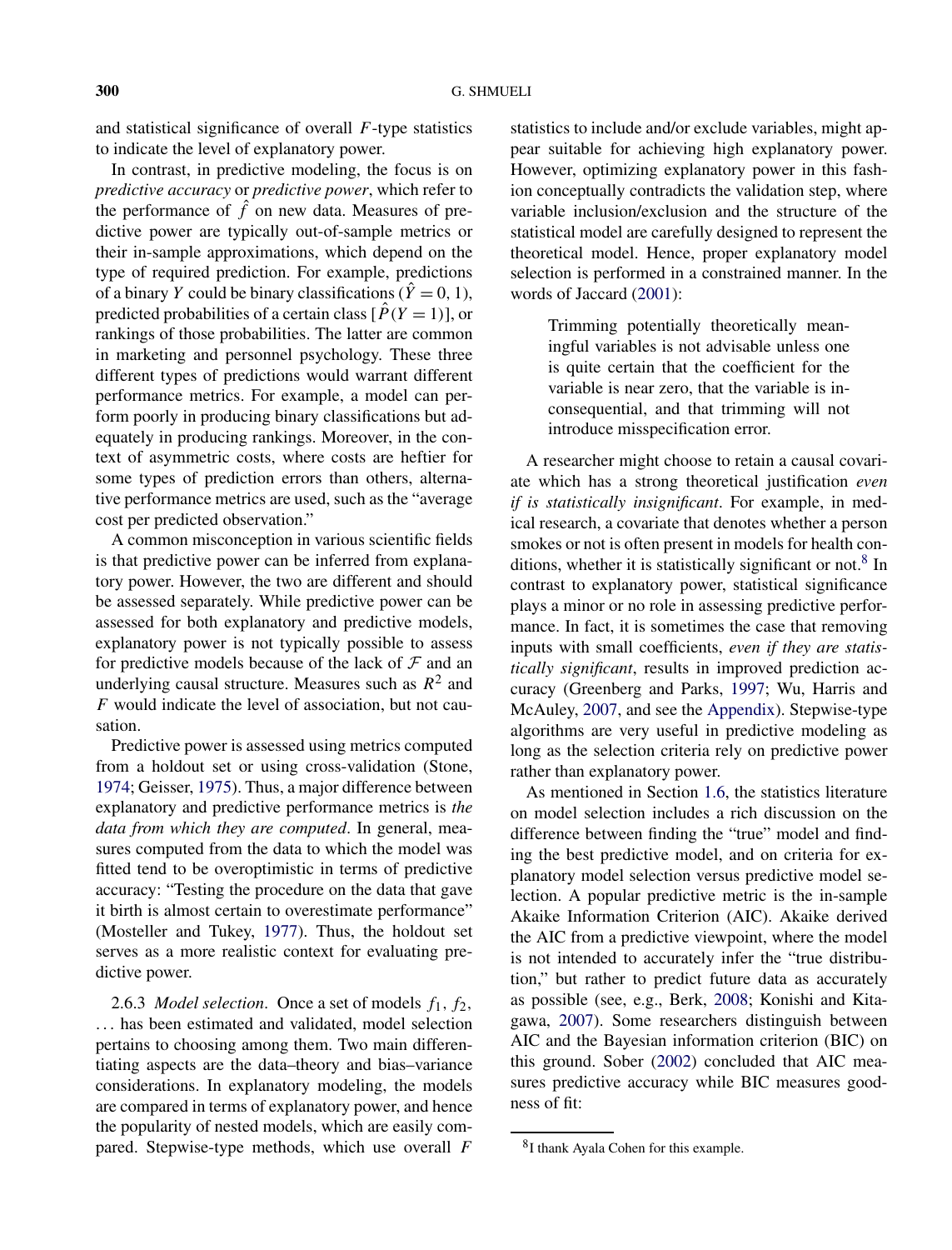and statistical significance of overall $F$-type statistics to indicate the level of explanatory power.

In contrast, in predictive modeling, the focus is on *predictive accuracy* or *predictive power*, which refer to the performance of $\hat{f}$ on new data. Measures of predictive power are typically out-of-sample metrics or their in-sample approximations, which depend on the type of required prediction. For example, predictions of a binary $Y$ could be binary classifications ($\hat{Y} = 0, 1$), predicted probabilities of a certain class [$\hat{P}(Y = 1)$], or rankings of those probabilities. The latter are common in marketing and personnel psychology. These three different types of predictions would warrant different performance metrics. For example, a model can perform poorly in producing binary classifications but adequately in producing rankings. Moreover, in the context of asymmetric costs, where costs are heftier for some types of prediction errors than others, alternative performance metrics are used, such as the "average cost per predicted observation."

A common misconception in various scientific fields is that predictive power can be inferred from explanatory power. However, the two are different and should be assessed separately. While predictive power can be assessed for both explanatory and predictive models, explanatory power is not typically possible to assess for predictive models because of the lack of $\mathcal{F}$ and an underlying causal structure. Measures such as $R^2$ and $F$ would indicate the level of association, but not causation.

Predictive power is assessed using metrics computed from a holdout set or using cross-validation (Stone, 1974; Geisser, 1975). Thus, a major difference between explanatory and predictive performance metrics is *the data from which they are computed*. In general, measures computed from the data to which the model was fitted tend to be overoptimistic in terms of predictive accuracy: "Testing the procedure on the data that gave it birth is almost certain to overestimate performance" (Mosteller and Tukey, 1977). Thus, the holdout set serves as a more realistic context for evaluating predictive power.

2.6.3 *Model selection*. Once a set of models $f_1$, $f_2$, ... has been estimated and validated, model selection pertains to choosing among them. Two main differentiating aspects are the data–theory and bias–variance considerations. In explanatory modeling, the models are compared in terms of explanatory power, and hence the popularity of nested models, which are easily compared. Stepwise-type methods, which use overall $F$ statistics to include and/or exclude variables, might appear suitable for achieving high explanatory power. However, optimizing explanatory power in this fashion conceptually contradicts the validation step, where variable inclusion/exclusion and the structure of the statistical model are carefully designed to represent the theoretical model. Hence, proper explanatory model selection is performed in a constrained manner. In the words of Jaccard (2001):

> Trimming potentially theoretically meaningful variables is not advisable unless one is quite certain that the coefficient for the variable is near zero, that the variable is inconsequential, and that trimming will not introduce misspecification error.

A researcher might choose to retain a causal covariate which has a strong theoretical justification *even if is statistically insignificant*. For example, in medical research, a covariate that denotes whether a person smokes or not is often present in models for health conditions, whether it is statistically significant or not.[8] In contrast to explanatory power, statistical significance plays a minor or no role in assessing predictive performance. In fact, it is sometimes the case that removing inputs with small coefficients, *even if they are statistically significant*, results in improved prediction accuracy (Greenberg and Parks, 1997; Wu, Harris and McAuley, 2007, and see the Appendix). Stepwise-type algorithms are very useful in predictive modeling as long as the selection criteria rely on predictive power rather than explanatory power.

As mentioned in Section 1.6, the statistics literature on model selection includes a rich discussion on the difference between finding the "true" model and finding the best predictive model, and on criteria for explanatory model selection versus predictive model selection. A popular predictive metric is the in-sample Akaike Information Criterion (AIC). Akaike derived the AIC from a predictive viewpoint, where the model is not intended to accurately infer the "true distribution," but rather to predict future data as accurately as possible (see, e.g., Berk, 2008; Konishi and Kitagawa, 2007). Some researchers distinguish between AIC and the Bayesian information criterion (BIC) on this ground. Sober (2002) concluded that AIC measures predictive accuracy while BIC measures goodness of fit:

[8] I thank Ayala Cohen for this example.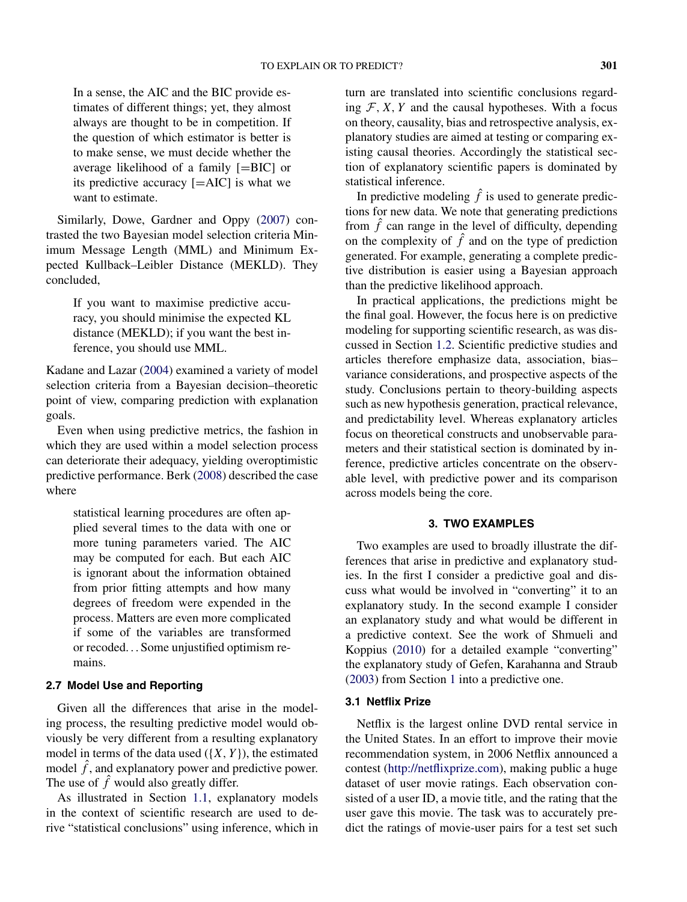> In a sense, the AIC and the BIC provide estimates of different things; yet, they almost always are thought to be in competition. If the question of which estimator is better is to make sense, we must decide whether the average likelihood of a family [=BIC] or its predictive accuracy [=AIC] is what we want to estimate.

Similarly, Dowe, Gardner and Oppy (2007) contrasted the two Bayesian model selection criteria Minimum Message Length (MML) and Minimum Expected Kullback–Leibler Distance (MEKLD). They concluded,

> If you want to maximise predictive accuracy, you should minimise the expected KL distance (MEKLD); if you want the best inference, you should use MML.

Kadane and Lazar (2004) examined a variety of model selection criteria from a Bayesian decision–theoretic point of view, comparing prediction with explanation goals.

Even when using predictive metrics, the fashion in which they are used within a model selection process can deteriorate their adequacy, yielding overoptimistic predictive performance. Berk (2008) described the case where

> statistical learning procedures are often applied several times to the data with one or more tuning parameters varied. The AIC may be computed for each. But each AIC is ignorant about the information obtained from prior fitting attempts and how many degrees of freedom were expended in the process. Matters are even more complicated if some of the variables are transformed or recoded... Some unjustified optimism remains.

### 2.7 Model Use and Reporting

Given all the differences that arise in the modeling process, the resulting predictive model would obviously be very different from a resulting explanatory model in terms of the data used ($\{X, Y\}$), the estimated model $\hat{f}$, and explanatory power and predictive power. The use of $\hat{f}$ would also greatly differ.

As illustrated in Section 1.1, explanatory models in the context of scientific research are used to derive "statistical conclusions" using inference, which in turn are translated into scientific conclusions regarding $\mathcal{F}, X, Y$ and the causal hypotheses. With a focus on theory, causality, bias and retrospective analysis, explanatory studies are aimed at testing or comparing existing causal theories. Accordingly the statistical section of explanatory scientific papers is dominated by statistical inference.

In predictive modeling $\hat{f}$ is used to generate predictions for new data. We note that generating predictions from $\hat{f}$ can range in the level of difficulty, depending on the complexity of $\hat{f}$ and on the type of prediction generated. For example, generating a complete predictive distribution is easier using a Bayesian approach than the predictive likelihood approach.

In practical applications, the predictions might be the final goal. However, the focus here is on predictive modeling for supporting scientific research, as was discussed in Section 1.2. Scientific predictive studies and articles therefore emphasize data, association, bias–variance considerations, and prospective aspects of the study. Conclusions pertain to theory-building aspects such as new hypothesis generation, practical relevance, and predictability level. Whereas explanatory articles focus on theoretical constructs and unobservable parameters and their statistical section is dominated by inference, predictive articles concentrate on the observable level, with predictive power and its comparison across models being the core.

## 3. TWO EXAMPLES

Two examples are used to broadly illustrate the differences that arise in predictive and explanatory studies. In the first I consider a predictive goal and discuss what would be involved in "converting" it to an explanatory study. In the second example I consider an explanatory study and what would be different in a predictive context. See the work of Shmueli and Koppius (2010) for a detailed example "converting" the explanatory study of Gefen, Karahanna and Straub (2003) from Section 1 into a predictive one.

### 3.1 Netflix Prize

Netflix is the largest online DVD rental service in the United States. In an effort to improve their movie recommendation system, in 2006 Netflix announced a contest (http://netflixprize.com), making public a huge dataset of user movie ratings. Each observation consisted of a user ID, a movie title, and the rating that the user gave this movie. The task was to accurately predict the ratings of movie-user pairs for a test set such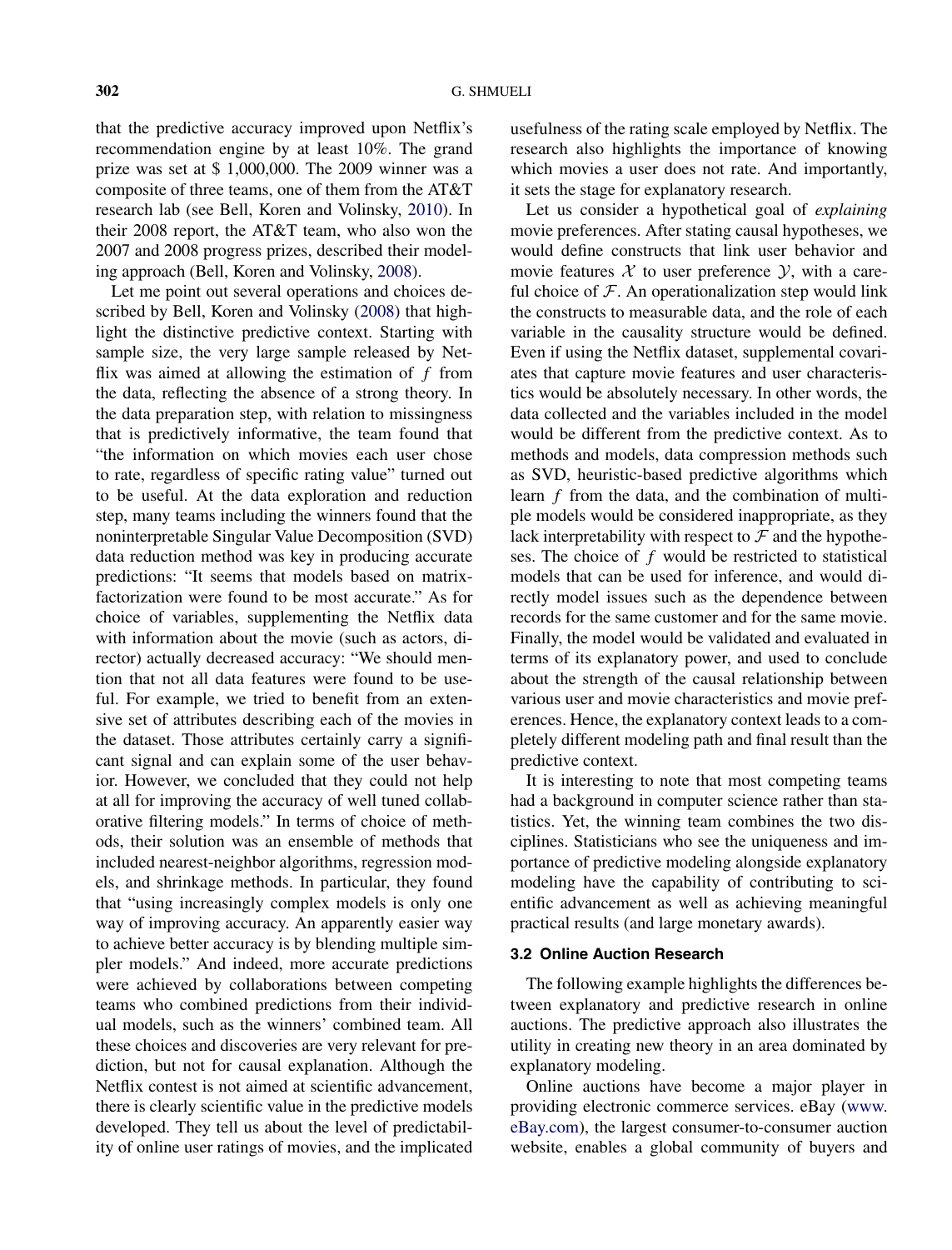that the predictive accuracy improved upon Netflix's recommendation engine by at least 10%. The grand prize was set at $ 1,000,000. The 2009 winner was a composite of three teams, one of them from the AT&T research lab (see Bell, Koren and Volinsky, 2010). In their 2008 report, the AT&T team, who also won the 2007 and 2008 progress prizes, described their modeling approach (Bell, Koren and Volinsky, 2008).

Let me point out several operations and choices described by Bell, Koren and Volinsky (2008) that highlight the distinctive predictive context. Starting with sample size, the very large sample released by Netflix was aimed at allowing the estimation of $f$ from the data, reflecting the absence of a strong theory. In the data preparation step, with relation to missingness that is predictively informative, the team found that "the information on which movies each user chose to rate, regardless of specific rating value" turned out to be useful. At the data exploration and reduction step, many teams including the winners found that the noninterpretable Singular Value Decomposition (SVD) data reduction method was key in producing accurate predictions: "It seems that models based on matrix-factorization were found to be most accurate." As for choice of variables, supplementing the Netflix data with information about the movie (such as actors, director) actually decreased accuracy: "We should mention that not all data features were found to be useful. For example, we tried to benefit from an extensive set of attributes describing each of the movies in the dataset. Those attributes certainly carry a significant signal and can explain some of the user behavior. However, we concluded that they could not help at all for improving the accuracy of well tuned collaborative filtering models." In terms of choice of methods, their solution was an ensemble of methods that included nearest-neighbor algorithms, regression models, and shrinkage methods. In particular, they found that "using increasingly complex models is only one way of improving accuracy. An apparently easier way to achieve better accuracy is by blending multiple simpler models." And indeed, more accurate predictions were achieved by collaborations between competing teams who combined predictions from their individual models, such as the winners' combined team. All these choices and discoveries are very relevant for prediction, but not for causal explanation. Although the Netflix contest is not aimed at scientific advancement, there is clearly scientific value in the predictive models developed. They tell us about the level of predictability of online user ratings of movies, and the implicated usefulness of the rating scale employed by Netflix. The research also highlights the importance of knowing which movies a user does not rate. And importantly, it sets the stage for explanatory research.

Let us consider a hypothetical goal of *explaining* movie preferences. After stating causal hypotheses, we would define constructs that link user behavior and movie features $\mathcal{X}$ to user preference $\mathcal{Y}$, with a careful choice of $\mathcal{F}$. An operationalization step would link the constructs to measurable data, and the role of each variable in the causality structure would be defined. Even if using the Netflix dataset, supplemental covariates that capture movie features and user characteristics would be absolutely necessary. In other words, the data collected and the variables included in the model would be different from the predictive context. As to methods and models, data compression methods such as SVD, heuristic-based predictive algorithms which learn $f$ from the data, and the combination of multiple models would be considered inappropriate, as they lack interpretability with respect to $\mathcal{F}$ and the hypotheses. The choice of $f$ would be restricted to statistical models that can be used for inference, and would directly model issues such as the dependence between records for the same customer and for the same movie. Finally, the model would be validated and evaluated in terms of its explanatory power, and used to conclude about the strength of the causal relationship between various user and movie characteristics and movie preferences. Hence, the explanatory context leads to a completely different modeling path and final result than the predictive context.

It is interesting to note that most competing teams had a background in computer science rather than statistics. Yet, the winning team combines the two disciplines. Statisticians who see the uniqueness and importance of predictive modeling alongside explanatory modeling have the capability of contributing to scientific advancement as well as achieving meaningful practical results (and large monetary awards).

### 3.2 Online Auction Research

The following example highlights the differences between explanatory and predictive research in online auctions. The predictive approach also illustrates the utility in creating new theory in an area dominated by explanatory modeling.

Online auctions have become a major player in providing electronic commerce services. eBay (www.eBay.com), the largest consumer-to-consumer auction website, enables a global community of buyers and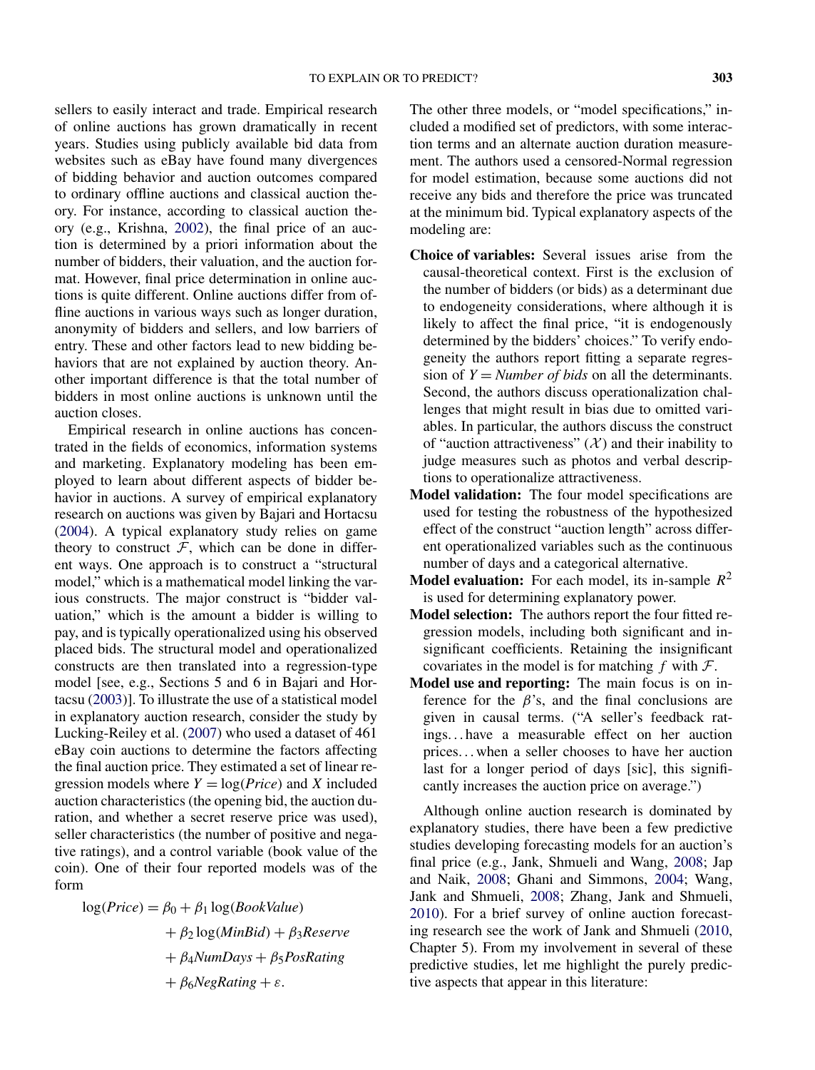sellers to easily interact and trade. Empirical research of online auctions has grown dramatically in recent years. Studies using publicly available bid data from websites such as eBay have found many divergences of bidding behavior and auction outcomes compared to ordinary offline auctions and classical auction theory. For instance, according to classical auction theory (e.g., Krishna, 2002), the final price of an auction is determined by a priori information about the number of bidders, their valuation, and the auction format. However, final price determination in online auctions is quite different. Online auctions differ from offline auctions in various ways such as longer duration, anonymity of bidders and sellers, and low barriers of entry. These and other factors lead to new bidding behaviors that are not explained by auction theory. Another important difference is that the total number of bidders in most online auctions is unknown until the auction closes.

Empirical research in online auctions has concentrated in the fields of economics, information systems and marketing. Explanatory modeling has been employed to learn about different aspects of bidder behavior in auctions. A survey of empirical explanatory research on auctions was given by Bajari and Hortacsu (2004). A typical explanatory study relies on game theory to construct $\mathcal{F}$, which can be done in different ways. One approach is to construct a "structural model," which is a mathematical model linking the various constructs. The major construct is "bidder valuation," which is the amount a bidder is willing to pay, and is typically operationalized using his observed placed bids. The structural model and operationalized constructs are then translated into a regression-type model [see, e.g., Sections 5 and 6 in Bajari and Hortacsu (2003)]. To illustrate the use of a statistical model in explanatory auction research, consider the study by Lucking-Reiley et al. (2007) who used a dataset of 461 eBay coin auctions to determine the factors affecting the final auction price. They estimated a set of linear regression models where $Y = \log(\mathit{Price})$ and $X$ included auction characteristics (the opening bid, the auction duration, and whether a secret reserve price was used), seller characteristics (the number of positive and negative ratings), and a control variable (book value of the coin). One of their four reported models was of the form

$$\begin{aligned}\log(\mathit{Price}) = \beta_0 &+ \beta_1 \log(\mathit{BookValue}) \\ &+ \beta_2 \log(\mathit{MinBid}) + \beta_3 \mathit{Reserve} \\ &+ \beta_4 \mathit{NumDays} + \beta_5 \mathit{PosRating} \\ &+ \beta_6 \mathit{NegRating} + \varepsilon.\end{aligned}$$

The other three models, or "model specifications," included a modified set of predictors, with some interaction terms and an alternate auction duration measurement. The authors used a censored-Normal regression for model estimation, because some auctions did not receive any bids and therefore the price was truncated at the minimum bid. Typical explanatory aspects of the modeling are:

- **Choice of variables:** Several issues arise from the causal-theoretical context. First is the exclusion of the number of bidders (or bids) as a determinant due to endogeneity considerations, where although it is likely to affect the final price, "it is endogenously determined by the bidders' choices." To verify endogeneity the authors report fitting a separate regression of $Y = \mathit{Number\ of\ bids}$ on all the determinants. Second, the authors discuss operationalization challenges that might result in bias due to omitted variables. In particular, the authors discuss the construct of "auction attractiveness" ($\mathcal{X}$) and their inability to judge measures such as photos and verbal descriptions to operationalize attractiveness.
- **Model validation:** The four model specifications are used for testing the robustness of the hypothesized effect of the construct "auction length" across different operationalized variables such as the continuous number of days and a categorical alternative.
- **Model evaluation:** For each model, its in-sample $R^2$ is used for determining explanatory power.
- **Model selection:** The authors report the four fitted regression models, including both significant and insignificant coefficients. Retaining the insignificant covariates in the model is for matching $f$ with $\mathcal{F}$.
- **Model use and reporting:** The main focus is on inference for the $\beta$'s, and the final conclusions are given in causal terms. ("A seller's feedback ratings... have a measurable effect on her auction prices... when a seller chooses to have her auction last for a longer period of days [sic], this significantly increases the auction price on average.")

Although online auction research is dominated by explanatory studies, there have been a few predictive studies developing forecasting models for an auction's final price (e.g., Jank, Shmueli and Wang, 2008; Jap and Naik, 2008; Ghani and Simmons, 2004; Wang, Jank and Shmueli, 2008; Zhang, Jank and Shmueli, 2010). For a brief survey of online auction forecasting research see the work of Jank and Shmueli (2010, Chapter 5). From my involvement in several of these predictive studies, let me highlight the purely predictive aspects that appear in this literature: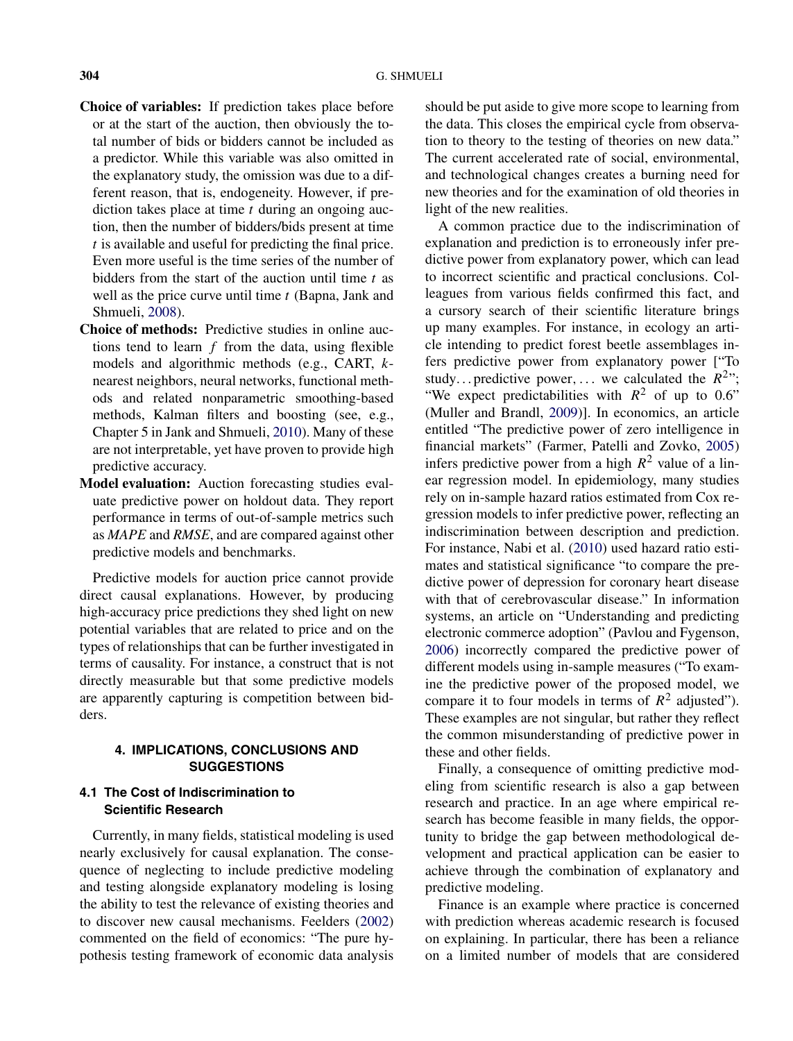- **Choice of variables:** If prediction takes place before or at the start of the auction, then obviously the total number of bids or bidders cannot be included as a predictor. While this variable was also omitted in the explanatory study, the omission was due to a different reason, that is, endogeneity. However, if prediction takes place at time $t$ during an ongoing auction, then the number of bidders/bids present at time $t$ is available and useful for predicting the final price. Even more useful is the time series of the number of bidders from the start of the auction until time $t$ as well as the price curve until time $t$ (Bapna, Jank and Shmueli, 2008).
- **Choice of methods:** Predictive studies in online auctions tend to learn $f$ from the data, using flexible models and algorithmic methods (e.g., CART, $k$-nearest neighbors, neural networks, functional methods and related nonparametric smoothing-based methods, Kalman filters and boosting (see, e.g., Chapter 5 in Jank and Shmueli, 2010). Many of these are not interpretable, yet have proven to provide high predictive accuracy.
- **Model evaluation:** Auction forecasting studies evaluate predictive power on holdout data. They report performance in terms of out-of-sample metrics such as *MAPE* and *RMSE*, and are compared against other predictive models and benchmarks.

Predictive models for auction price cannot provide direct causal explanations. However, by producing high-accuracy price predictions they shed light on new potential variables that are related to price and on the types of relationships that can be further investigated in terms of causality. For instance, a construct that is not directly measurable but that some predictive models are apparently capturing is competition between bidders.

## 4. IMPLICATIONS, CONCLUSIONS AND SUGGESTIONS

### 4.1 The Cost of Indiscrimination to Scientific Research

Currently, in many fields, statistical modeling is used nearly exclusively for causal explanation. The consequence of neglecting to include predictive modeling and testing alongside explanatory modeling is losing the ability to test the relevance of existing theories and to discover new causal mechanisms. Feelders (2002) commented on the field of economics: "The pure hypothesis testing framework of economic data analysis should be put aside to give more scope to learning from the data. This closes the empirical cycle from observation to theory to the testing of theories on new data." The current accelerated rate of social, environmental, and technological changes creates a burning need for new theories and for the examination of old theories in light of the new realities.

A common practice due to the indiscrimination of explanation and prediction is to erroneously infer predictive power from explanatory power, which can lead to incorrect scientific and practical conclusions. Colleagues from various fields confirmed this fact, and a cursory search of their scientific literature brings up many examples. For instance, in ecology an article intending to predict forest beetle assemblages infers predictive power from explanatory power ["To study... predictive power, ... we calculated the $R^2$"; "We expect predictabilities with $R^2$ of up to 0.6" (Muller and Brandl, 2009)]. In economics, an article entitled "The predictive power of zero intelligence in financial markets" (Farmer, Patelli and Zovko, 2005) infers predictive power from a high $R^2$ value of a linear regression model. In epidemiology, many studies rely on in-sample hazard ratios estimated from Cox regression models to infer predictive power, reflecting an indiscrimination between description and prediction. For instance, Nabi et al. (2010) used hazard ratio estimates and statistical significance "to compare the predictive power of depression for coronary heart disease with that of cerebrovascular disease." In information systems, an article on "Understanding and predicting electronic commerce adoption" (Pavlou and Fygenson, 2006) incorrectly compared the predictive power of different models using in-sample measures ("To examine the predictive power of the proposed model, we compare it to four models in terms of $R^2$ adjusted"). These examples are not singular, but rather they reflect the common misunderstanding of predictive power in these and other fields.

Finally, a consequence of omitting predictive modeling from scientific research is also a gap between research and practice. In an age where empirical research has become feasible in many fields, the opportunity to bridge the gap between methodological development and practical application can be easier to achieve through the combination of explanatory and predictive modeling.

Finance is an example where practice is concerned with prediction whereas academic research is focused on explaining. In particular, there has been a reliance on a limited number of models that are considered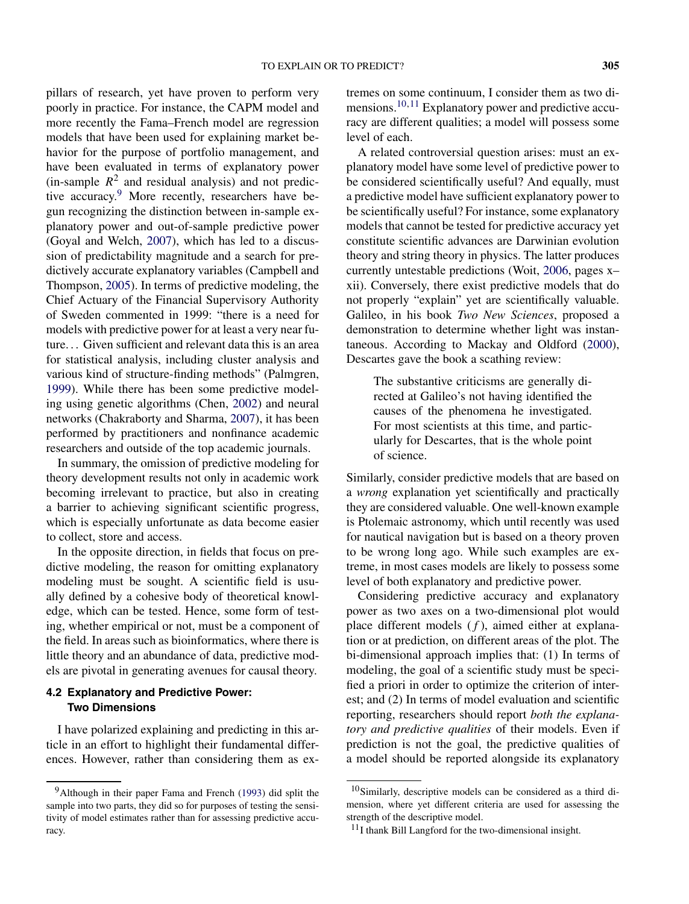pillars of research, yet have proven to perform very poorly in practice. For instance, the CAPM model and more recently the Fama–French model are regression models that have been used for explaining market behavior for the purpose of portfolio management, and have been evaluated in terms of explanatory power (in-sample $R^2$ and residual analysis) and not predictive accuracy.[9] More recently, researchers have begun recognizing the distinction between in-sample explanatory power and out-of-sample predictive power (Goyal and Welch, 2007), which has led to a discussion of predictability magnitude and a search for predictively accurate explanatory variables (Campbell and Thompson, 2005). In terms of predictive modeling, the Chief Actuary of the Financial Supervisory Authority of Sweden commented in 1999: "there is a need for models with predictive power for at least a very near future… Given sufficient and relevant data this is an area for statistical analysis, including cluster analysis and various kind of structure-finding methods" (Palmgren, 1999). While there has been some predictive modeling using genetic algorithms (Chen, 2002) and neural networks (Chakraborty and Sharma, 2007), it has been performed by practitioners and nonfinance academic researchers and outside of the top academic journals.

In summary, the omission of predictive modeling for theory development results not only in academic work becoming irrelevant to practice, but also in creating a barrier to achieving significant scientific progress, which is especially unfortunate as data become easier to collect, store and access.

In the opposite direction, in fields that focus on predictive modeling, the reason for omitting explanatory modeling must be sought. A scientific field is usually defined by a cohesive body of theoretical knowledge, which can be tested. Hence, some form of testing, whether empirical or not, must be a component of the field. In areas such as bioinformatics, where there is little theory and an abundance of data, predictive models are pivotal in generating avenues for causal theory.

### 4.2 Explanatory and Predictive Power: Two Dimensions

I have polarized explaining and predicting in this article in an effort to highlight their fundamental differences. However, rather than considering them as extremes on some continuum, I consider them as two dimensions.[10,11] Explanatory power and predictive accuracy are different qualities; a model will possess some level of each.

A related controversial question arises: must an explanatory model have some level of predictive power to be considered scientifically useful? And equally, must a predictive model have sufficient explanatory power to be scientifically useful? For instance, some explanatory models that cannot be tested for predictive accuracy yet constitute scientific advances are Darwinian evolution theory and string theory in physics. The latter produces currently untestable predictions (Woit, 2006, pages x–xii). Conversely, there exist predictive models that do not properly "explain" yet are scientifically valuable. Galileo, in his book *Two New Sciences*, proposed a demonstration to determine whether light was instantaneous. According to Mackay and Oldford (2000), Descartes gave the book a scathing review:

> The substantive criticisms are generally directed at Galileo's not having identified the causes of the phenomena he investigated. For most scientists at this time, and particularly for Descartes, that is the whole point of science.

Similarly, consider predictive models that are based on a *wrong* explanation yet scientifically and practically they are considered valuable. One well-known example is Ptolemaic astronomy, which until recently was used for nautical navigation but is based on a theory proven to be wrong long ago. While such examples are extreme, in most cases models are likely to possess some level of both explanatory and predictive power.

Considering predictive accuracy and explanatory power as two axes on a two-dimensional plot would place different models ($f$), aimed either at explanation or at prediction, on different areas of the plot. The bi-dimensional approach implies that: (1) In terms of modeling, the goal of a scientific study must be specified a priori in order to optimize the criterion of interest; and (2) In terms of model evaluation and scientific reporting, researchers should report *both the explanatory and predictive qualities* of their models. Even if prediction is not the goal, the predictive qualities of a model should be reported alongside its explanatory

---

[9] Although in their paper Fama and French (1993) did split the sample into two parts, they did so for purposes of testing the sensitivity of model estimates rather than for assessing predictive accuracy.

[10] Similarly, descriptive models can be considered as a third dimension, where yet different criteria are used for assessing the strength of the descriptive model.

[11] I thank Bill Langford for the two-dimensional insight.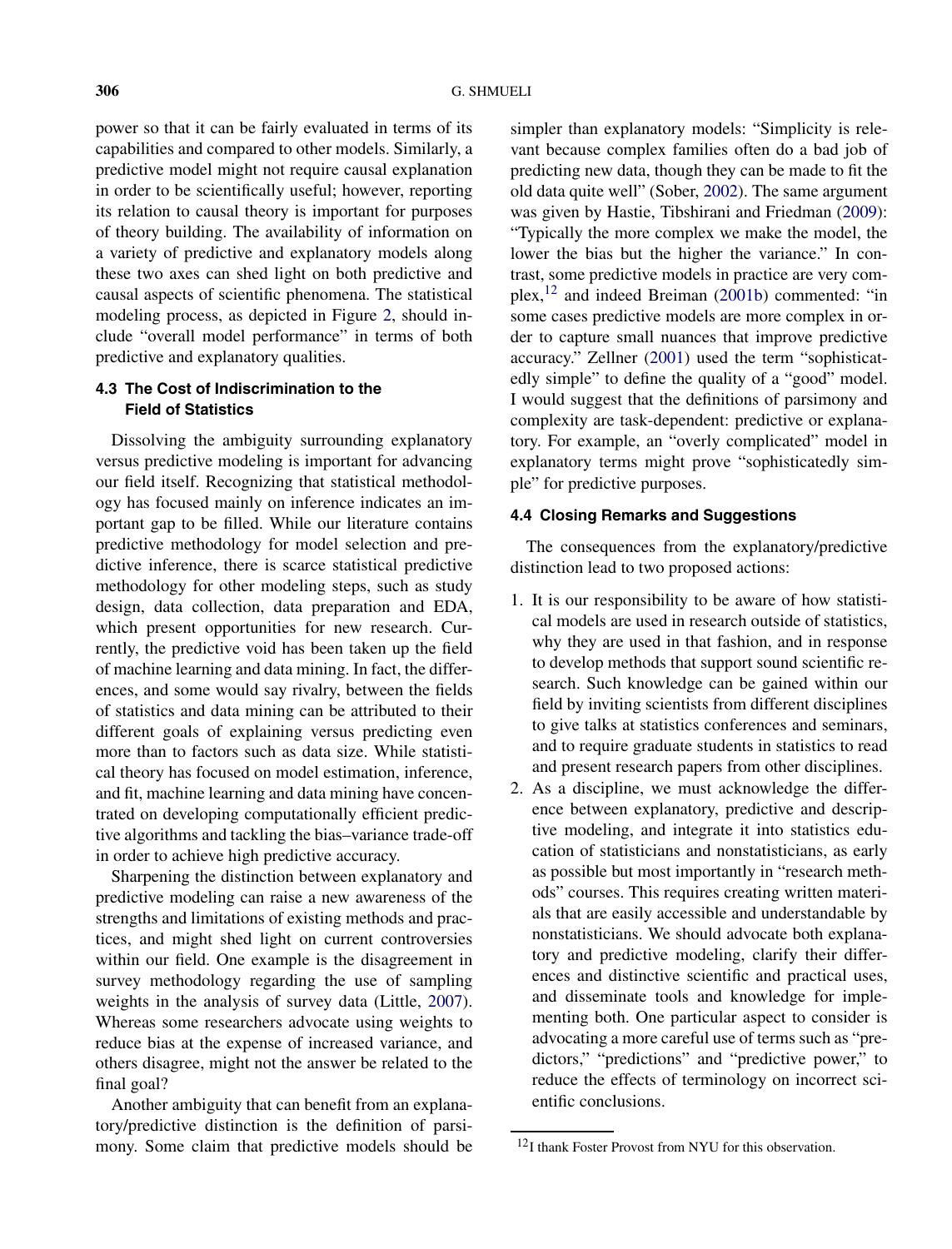power so that it can be fairly evaluated in terms of its capabilities and compared to other models. Similarly, a predictive model might not require causal explanation in order to be scientifically useful; however, reporting its relation to causal theory is important for purposes of theory building. The availability of information on a variety of predictive and explanatory models along these two axes can shed light on both predictive and causal aspects of scientific phenomena. The statistical modeling process, as depicted in Figure 2, should include "overall model performance" in terms of both predictive and explanatory qualities.

### 4.3 The Cost of Indiscrimination to the Field of Statistics

Dissolving the ambiguity surrounding explanatory versus predictive modeling is important for advancing our field itself. Recognizing that statistical methodology has focused mainly on inference indicates an important gap to be filled. While our literature contains predictive methodology for model selection and predictive inference, there is scarce statistical predictive methodology for other modeling steps, such as study design, data collection, data preparation and EDA, which present opportunities for new research. Currently, the predictive void has been taken up the field of machine learning and data mining. In fact, the differences, and some would say rivalry, between the fields of statistics and data mining can be attributed to their different goals of explaining versus predicting even more than to factors such as data size. While statistical theory has focused on model estimation, inference, and fit, machine learning and data mining have concentrated on developing computationally efficient predictive algorithms and tackling the bias–variance trade-off in order to achieve high predictive accuracy.

Sharpening the distinction between explanatory and predictive modeling can raise a new awareness of the strengths and limitations of existing methods and practices, and might shed light on current controversies within our field. One example is the disagreement in survey methodology regarding the use of sampling weights in the analysis of survey data (Little, 2007). Whereas some researchers advocate using weights to reduce bias at the expense of increased variance, and others disagree, might not the answer be related to the final goal?

Another ambiguity that can benefit from an explanatory/predictive distinction is the definition of parsimony. Some claim that predictive models should be simpler than explanatory models: "Simplicity is relevant because complex families often do a bad job of predicting new data, though they can be made to fit the old data quite well" (Sober, 2002). The same argument was given by Hastie, Tibshirani and Friedman (2009): "Typically the more complex we make the model, the lower the bias but the higher the variance." In contrast, some predictive models in practice are very complex,[12] and indeed Breiman (2001b) commented: "in some cases predictive models are more complex in order to capture small nuances that improve predictive accuracy." Zellner (2001) used the term "sophisticatedly simple" to define the quality of a "good" model. I would suggest that the definitions of parsimony and complexity are task-dependent: predictive or explanatory. For example, an "overly complicated" model in explanatory terms might prove "sophisticatedly simple" for predictive purposes.

### 4.4 Closing Remarks and Suggestions

The consequences from the explanatory/predictive distinction lead to two proposed actions:

1. It is our responsibility to be aware of how statistical models are used in research outside of statistics, why they are used in that fashion, and in response to develop methods that support sound scientific research. Such knowledge can be gained within our field by inviting scientists from different disciplines to give talks at statistics conferences and seminars, and to require graduate students in statistics to read and present research papers from other disciplines.
2. As a discipline, we must acknowledge the difference between explanatory, predictive and descriptive modeling, and integrate it into statistics education of statisticians and nonstatisticians, as early as possible but most importantly in "research methods" courses. This requires creating written materials that are easily accessible and understandable by nonstatisticians. We should advocate both explanatory and predictive modeling, clarify their differences and distinctive scientific and practical uses, and disseminate tools and knowledge for implementing both. One particular aspect to consider is advocating a more careful use of terms such as "predictors," "predictions" and "predictive power," to reduce the effects of terminology on incorrect scientific conclusions.

[12] I thank Foster Provost from NYU for this observation.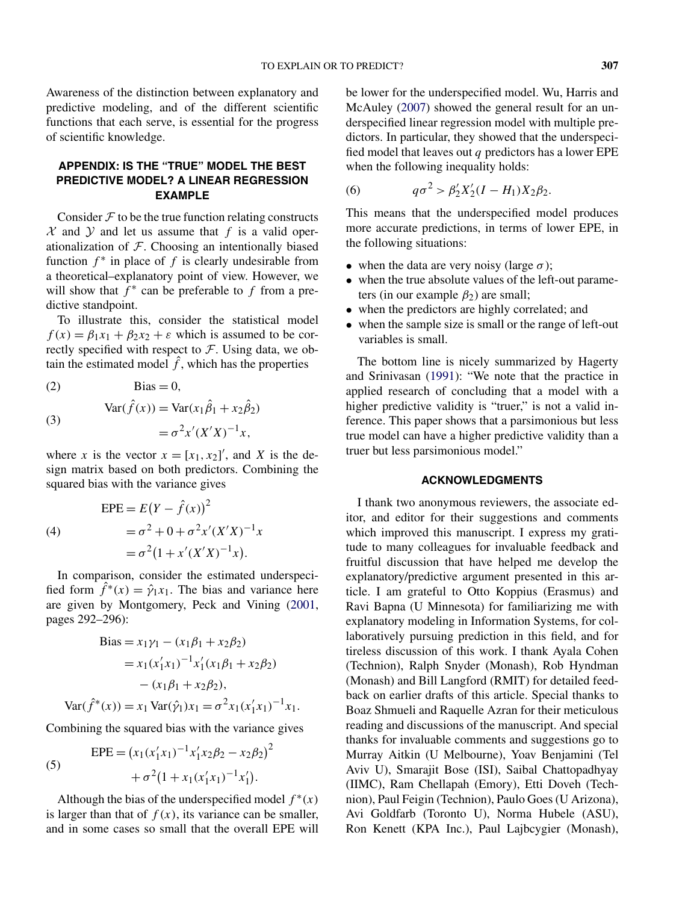Awareness of the distinction between explanatory and predictive modeling, and of the different scientific functions that each serve, is essential for the progress of scientific knowledge.

## APPENDIX: IS THE "TRUE" MODEL THE BEST PREDICTIVE MODEL? A LINEAR REGRESSION EXAMPLE

Consider $\mathcal{F}$ to be the true function relating constructs $\mathcal{X}$ and $\mathcal{Y}$ and let us assume that $f$ is a valid operationalization of $\mathcal{F}$. Choosing an intentionally biased function $f^*$ in place of $f$ is clearly undesirable from a theoretical–explanatory point of view. However, we will show that $f^*$ can be preferable to $f$ from a predictive standpoint.

To illustrate this, consider the statistical model $f(x) = \beta_1 x_1 + \beta_2 x_2 + \varepsilon$ which is assumed to be correctly specified with respect to $\mathcal{F}$. Using data, we obtain the estimated model $\hat{f}$, which has the properties

$$\text{Bias} = 0, \tag{2}$$

$$\begin{aligned} \text{Var}(\hat{f}(x)) &= \text{Var}(x_1\hat{\beta}_1 + x_2\hat{\beta}_2) \\ &= \sigma^2 x'(X'X)^{-1}x, \end{aligned} \tag{3}$$

where $x$ is the vector $x = [x_1, x_2]'$, and $X$ is the design matrix based on both predictors. Combining the squared bias with the variance gives

$$\begin{aligned} \text{EPE} &= E\big(Y - \hat{f}(x)\big)^2 \\ &= \sigma^2 + 0 + \sigma^2 x'(X'X)^{-1}x \\ &= \sigma^2\big(1 + x'(X'X)^{-1}x\big). \end{aligned} \tag{4}$$

In comparison, consider the estimated underspecified form $\hat{f}^*(x) = \hat{\gamma}_1 x_1$. The bias and variance here are given by Montgomery, Peck and Vining (2001, pages 292–296):

$$\begin{aligned} \text{Bias} &= x_1\gamma_1 - (x_1\beta_1 + x_2\beta_2) \\ &= x_1(x_1'x_1)^{-1}x_1'(x_1\beta_1 + x_2\beta_2) \\ &\quad - (x_1\beta_1 + x_2\beta_2), \\ \text{Var}(\hat{f}^*(x)) &= x_1 \text{Var}(\hat{\gamma}_1)x_1 = \sigma^2 x_1(x_1'x_1)^{-1}x_1. \end{aligned}$$

Combining the squared bias with the variance gives

$$\begin{aligned} \text{EPE} &= \big(x_1(x_1'x_1)^{-1}x_1'x_2\beta_2 - x_2\beta_2\big)^2 \\ &\quad + \sigma^2\big(1 + x_1(x_1'x_1)^{-1}x_1'\big). \end{aligned} \tag{5}$$

Although the bias of the underspecified model $f^*(x)$ is larger than that of $f(x)$, its variance can be smaller, and in some cases so small that the overall EPE will be lower for the underspecified model. Wu, Harris and McAuley (2007) showed the general result for an underspecified linear regression model with multiple predictors. In particular, they showed that the underspecified model that leaves out $q$ predictors has a lower EPE when the following inequality holds:

$$q\sigma^2 > \beta_2'X_2'(I - H_1)X_2\beta_2. \tag{6}$$

This means that the underspecified model produces more accurate predictions, in terms of lower EPE, in the following situations:

- when the data are very noisy (large $\sigma$);
- when the true absolute values of the left-out parameters (in our example $\beta_2$) are small;
- when the predictors are highly correlated; and
- when the sample size is small or the range of left-out variables is small.

The bottom line is nicely summarized by Hagerty and Srinivasan (1991): "We note that the practice in applied research of concluding that a model with a higher predictive validity is "truer," is not a valid inference. This paper shows that a parsimonious but less true model can have a higher predictive validity than a truer but less parsimonious model."

## ACKNOWLEDGMENTS

I thank two anonymous reviewers, the associate editor, and editor for their suggestions and comments which improved this manuscript. I express my gratitude to many colleagues for invaluable feedback and fruitful discussion that have helped me develop the explanatory/predictive argument presented in this article. I am grateful to Otto Koppius (Erasmus) and Ravi Bapna (U Minnesota) for familiarizing me with explanatory modeling in Information Systems, for collaboratively pursuing prediction in this field, and for tireless discussion of this work. I thank Ayala Cohen (Technion), Ralph Snyder (Monash), Rob Hyndman (Monash) and Bill Langford (RMIT) for detailed feedback on earlier drafts of this article. Special thanks to Boaz Shmueli and Raquelle Azran for their meticulous reading and discussions of the manuscript. And special thanks for invaluable comments and suggestions go to Murray Aitkin (U Melbourne), Yoav Benjamini (Tel Aviv U), Smarajit Bose (ISI), Saibal Chattopadhyay (IIMC), Ram Chellapah (Emory), Etti Doveh (Technion), Paul Feigin (Technion), Paulo Goes (U Arizona), Avi Goldfarb (Toronto U), Norma Hubele (ASU), Ron Kenett (KPA Inc.), Paul Lajbcygier (Monash),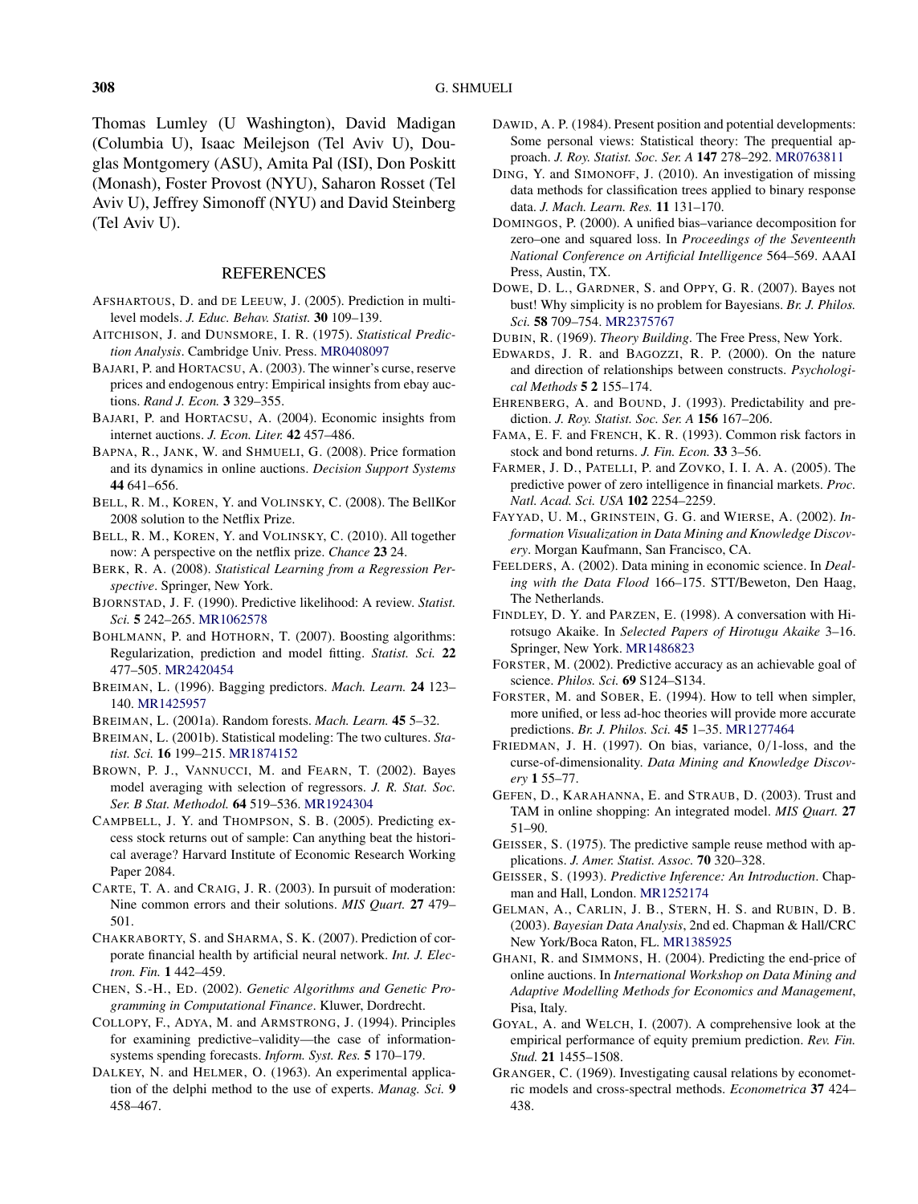Thomas Lumley (U Washington), David Madigan (Columbia U), Isaac Meilejson (Tel Aviv U), Douglas Montgomery (ASU), Amita Pal (ISI), Don Poskitt (Monash), Foster Provost (NYU), Saharon Rosset (Tel Aviv U), Jeffrey Simonoff (NYU) and David Steinberg (Tel Aviv U).

## REFERENCES

AFSHARTOUS, D. and DE LEEUW, J. (2005). Prediction in multilevel models. *J. Educ. Behav. Statist.* **30** 109–139.

AITCHISON, J. and DUNSMORE, I. R. (1975). *Statistical Prediction Analysis*. Cambridge Univ. Press. MR0408097

BAJARI, P. and HORTACSU, A. (2003). The winner's curse, reserve prices and endogenous entry: Empirical insights from ebay auctions. *Rand J. Econ.* **3** 329–355.

BAJARI, P. and HORTACSU, A. (2004). Economic insights from internet auctions. *J. Econ. Liter.* **42** 457–486.

BAPNA, R., JANK, W. and SHMUELI, G. (2008). Price formation and its dynamics in online auctions. *Decision Support Systems* **44** 641–656.

BELL, R. M., KOREN, Y. and VOLINSKY, C. (2008). The BellKor 2008 solution to the Netflix Prize.

BELL, R. M., KOREN, Y. and VOLINSKY, C. (2010). All together now: A perspective on the netflix prize. *Chance* **23** 24.

BERK, R. A. (2008). *Statistical Learning from a Regression Perspective*. Springer, New York.

BJORNSTAD, J. F. (1990). Predictive likelihood: A review. *Statist. Sci.* **5** 242–265. MR1062578

BOHLMANN, P. and HOTHORN, T. (2007). Boosting algorithms: Regularization, prediction and model fitting. *Statist. Sci.* **22** 477–505. MR2420454

BREIMAN, L. (1996). Bagging predictors. *Mach. Learn.* **24** 123–140. MR1425957

BREIMAN, L. (2001a). Random forests. *Mach. Learn.* **45** 5–32.

BREIMAN, L. (2001b). Statistical modeling: The two cultures. *Statist. Sci.* **16** 199–215. MR1874152

BROWN, P. J., VANNUCCI, M. and FEARN, T. (2002). Bayes model averaging with selection of regressors. *J. R. Stat. Soc. Ser. B Stat. Methodol.* **64** 519–536. MR1924304

CAMPBELL, J. Y. and THOMPSON, S. B. (2005). Predicting excess stock returns out of sample: Can anything beat the historical average? Harvard Institute of Economic Research Working Paper 2084.

CARTE, T. A. and CRAIG, J. R. (2003). In pursuit of moderation: Nine common errors and their solutions. *MIS Quart.* **27** 479–501.

CHAKRABORTY, S. and SHARMA, S. K. (2007). Prediction of corporate financial health by artificial neural network. *Int. J. Electron. Fin.* **1** 442–459.

CHEN, S.-H., ED. (2002). *Genetic Algorithms and Genetic Programming in Computational Finance*. Kluwer, Dordrecht.

COLLOPY, F., ADYA, M. and ARMSTRONG, J. (1994). Principles for examining predictive–validity—the case of information-systems spending forecasts. *Inform. Syst. Res.* **5** 170–179.

DALKEY, N. and HELMER, O. (1963). An experimental application of the delphi method to the use of experts. *Manag. Sci.* **9** 458–467.

DAWID, A. P. (1984). Present position and potential developments: Some personal views: Statistical theory: The prequential approach. *J. Roy. Statist. Soc. Ser. A* **147** 278–292. MR0763811

DING, Y. and SIMONOFF, J. (2010). An investigation of missing data methods for classification trees applied to binary response data. *J. Mach. Learn. Res.* **11** 131–170.

DOMINGOS, P. (2000). A unified bias–variance decomposition for zero–one and squared loss. In *Proceedings of the Seventeenth National Conference on Artificial Intelligence* 564–569. AAAI Press, Austin, TX.

DOWE, D. L., GARDNER, S. and OPPY, G. R. (2007). Bayes not bust! Why simplicity is no problem for Bayesians. *Br. J. Philos. Sci.* **58** 709–754. MR2375767

DUBIN, R. (1969). *Theory Building*. The Free Press, New York.

EDWARDS, J. R. and BAGOZZI, R. P. (2000). On the nature and direction of relationships between constructs. *Psychological Methods* **5 2** 155–174.

EHRENBERG, A. and BOUND, J. (1993). Predictability and prediction. *J. Roy. Statist. Soc. Ser. A* **156** 167–206.

FAMA, E. F. and FRENCH, K. R. (1993). Common risk factors in stock and bond returns. *J. Fin. Econ.* **33** 3–56.

FARMER, J. D., PATELLI, P. and ZOVKO, I. I. A. A. (2005). The predictive power of zero intelligence in financial markets. *Proc. Natl. Acad. Sci. USA* **102** 2254–2259.

FAYYAD, U. M., GRINSTEIN, G. G. and WIERSE, A. (2002). *Information Visualization in Data Mining and Knowledge Discovery*. Morgan Kaufmann, San Francisco, CA.

FEELDERS, A. (2002). Data mining in economic science. In *Dealing with the Data Flood* 166–175. STT/Beweton, Den Haag, The Netherlands.

FINDLEY, D. Y. and PARZEN, E. (1998). A conversation with Hirotsugo Akaike. In *Selected Papers of Hirotugu Akaike* 3–16. Springer, New York. MR1486823

FORSTER, M. (2002). Predictive accuracy as an achievable goal of science. *Philos. Sci.* **69** S124–S134.

FORSTER, M. and SOBER, E. (1994). How to tell when simpler, more unified, or less ad-hoc theories will provide more accurate predictions. *Br. J. Philos. Sci.* **45** 1–35. MR1277464

FRIEDMAN, J. H. (1997). On bias, variance, 0/1-loss, and the curse-of-dimensionality. *Data Mining and Knowledge Discovery* **1** 55–77.

GEFEN, D., KARAHANNA, E. and STRAUB, D. (2003). Trust and TAM in online shopping: An integrated model. *MIS Quart.* **27** 51–90.

GEISSER, S. (1975). The predictive sample reuse method with applications. *J. Amer. Statist. Assoc.* **70** 320–328.

GEISSER, S. (1993). *Predictive Inference: An Introduction*. Chapman and Hall, London. MR1252174

GELMAN, A., CARLIN, J. B., STERN, H. S. and RUBIN, D. B. (2003). *Bayesian Data Analysis*, 2nd ed. Chapman & Hall/CRC New York/Boca Raton, FL. MR1385925

GHANI, R. and SIMMONS, H. (2004). Predicting the end-price of online auctions. In *International Workshop on Data Mining and Adaptive Modelling Methods for Economics and Management*, Pisa, Italy.

GOYAL, A. and WELCH, I. (2007). A comprehensive look at the empirical performance of equity premium prediction. *Rev. Fin. Stud.* **21** 1455–1508.

GRANGER, C. (1969). Investigating causal relations by econometric models and cross-spectral methods. *Econometrica* **37** 424–438.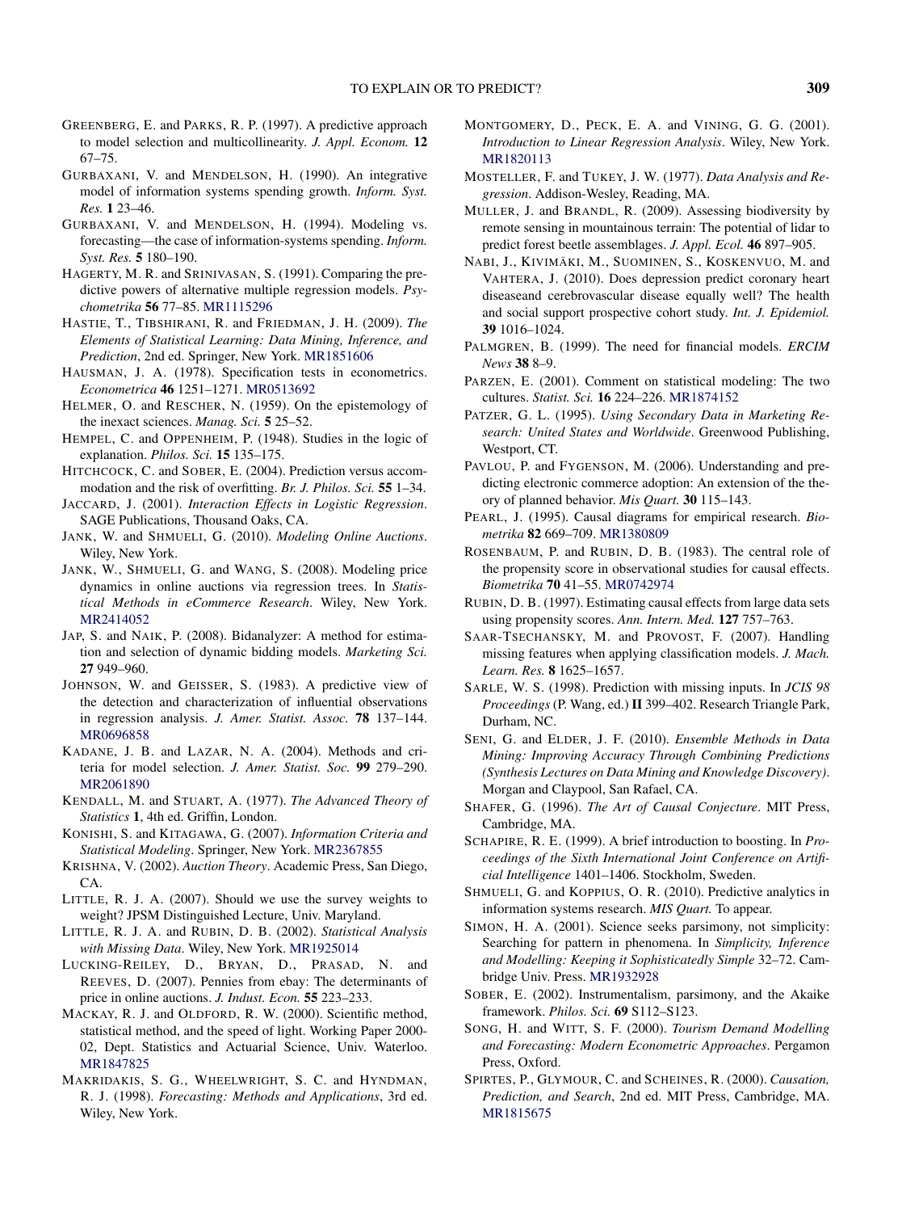Greenberg, E. and Parks, R. P. (1997). A predictive approach to model selection and multicollinearity. *J. Appl. Econom.* **12** 67–75.

Gurbaxani, V. and Mendelson, H. (1990). An integrative model of information systems spending growth. *Inform. Syst. Res.* **1** 23–46.

Gurbaxani, V. and Mendelson, H. (1994). Modeling vs. forecasting—the case of information-systems spending. *Inform. Syst. Res.* **5** 180–190.

Hagerty, M. R. and Srinivasan, S. (1991). Comparing the predictive powers of alternative multiple regression models. *Psychometrika* **56** 77–85. MR1115296

Hastie, T., Tibshirani, R. and Friedman, J. H. (2009). *The Elements of Statistical Learning: Data Mining, Inference, and Prediction*, 2nd ed. Springer, New York. MR1851606

Hausman, J. A. (1978). Specification tests in econometrics. *Econometrica* **46** 1251–1271. MR0513692

Helmer, O. and Rescher, N. (1959). On the epistemology of the inexact sciences. *Manag. Sci.* **5** 25–52.

Hempel, C. and Oppenheim, P. (1948). Studies in the logic of explanation. *Philos. Sci.* **15** 135–175.

Hitchcock, C. and Sober, E. (2004). Prediction versus accommodation and the risk of overfitting. *Br. J. Philos. Sci.* **55** 1–34.

Jaccard, J. (2001). *Interaction Effects in Logistic Regression*. SAGE Publications, Thousand Oaks, CA.

Jank, W. and Shmueli, G. (2010). *Modeling Online Auctions*. Wiley, New York.

Jank, W., Shmueli, G. and Wang, S. (2008). Modeling price dynamics in online auctions via regression trees. In *Statistical Methods in eCommerce Research*. Wiley, New York. MR2414052

Jap, S. and Naik, P. (2008). Bidanalyzer: A method for estimation and selection of dynamic bidding models. *Marketing Sci.* **27** 949–960.

Johnson, W. and Geisser, S. (1983). A predictive view of the detection and characterization of influential observations in regression analysis. *J. Amer. Statist. Assoc.* **78** 137–144. MR0696858

Kadane, J. B. and Lazar, N. A. (2004). Methods and criteria for model selection. *J. Amer. Statist. Soc.* **99** 279–290. MR2061890

Kendall, M. and Stuart, A. (1977). *The Advanced Theory of Statistics* **1**, 4th ed. Griffin, London.

Konishi, S. and Kitagawa, G. (2007). *Information Criteria and Statistical Modeling*. Springer, New York. MR2367855

Krishna, V. (2002). *Auction Theory*. Academic Press, San Diego, CA.

Little, R. J. A. (2007). Should we use the survey weights to weight? JPSM Distinguished Lecture, Univ. Maryland.

Little, R. J. A. and Rubin, D. B. (2002). *Statistical Analysis with Missing Data*. Wiley, New York. MR1925014

Lucking-Reiley, D., Bryan, D., Prasad, N. and Reeves, D. (2007). Pennies from ebay: The determinants of price in online auctions. *J. Indust. Econ.* **55** 223–233.

Mackay, R. J. and Oldford, R. W. (2000). Scientific method, statistical method, and the speed of light. Working Paper 2000-02, Dept. Statistics and Actuarial Science, Univ. Waterloo. MR1847825

Makridakis, S. G., Wheelwright, S. C. and Hyndman, R. J. (1998). *Forecasting: Methods and Applications*, 3rd ed. Wiley, New York.

Montgomery, D., Peck, E. A. and Vining, G. G. (2001). *Introduction to Linear Regression Analysis*. Wiley, New York. MR1820113

Mosteller, F. and Tukey, J. W. (1977). *Data Analysis and Regression*. Addison-Wesley, Reading, MA.

Muller, J. and Brandl, R. (2009). Assessing biodiversity by remote sensing in mountainous terrain: The potential of lidar to predict forest beetle assemblages. *J. Appl. Ecol.* **46** 897–905.

Nabi, J., Kivimäki, M., Suominen, S., Koskenvuo, M. and Vahtera, J. (2010). Does depression predict coronary heart diseaseand cerebrovascular disease equally well? The health and social support prospective cohort study. *Int. J. Epidemiol.* **39** 1016–1024.

Palmgren, B. (1999). The need for financial models. *ERCIM News* **38** 8–9.

Parzen, E. (2001). Comment on statistical modeling: The two cultures. *Statist. Sci.* **16** 224–226. MR1874152

Patzer, G. L. (1995). *Using Secondary Data in Marketing Research: United States and Worldwide*. Greenwood Publishing, Westport, CT.

Pavlou, P. and Fygenson, M. (2006). Understanding and predicting electronic commerce adoption: An extension of the theory of planned behavior. *Mis Quart.* **30** 115–143.

Pearl, J. (1995). Causal diagrams for empirical research. *Biometrika* **82** 669–709. MR1380809

Rosenbaum, P. and Rubin, D. B. (1983). The central role of the propensity score in observational studies for causal effects. *Biometrika* **70** 41–55. MR0742974

Rubin, D. B. (1997). Estimating causal effects from large data sets using propensity scores. *Ann. Intern. Med.* **127** 757–763.

Saar-Tsechansky, M. and Provost, F. (2007). Handling missing features when applying classification models. *J. Mach. Learn. Res.* **8** 1625–1657.

Sarle, W. S. (1998). Prediction with missing inputs. In *JCIS 98 Proceedings* (P. Wang, ed.) **II** 399–402. Research Triangle Park, Durham, NC.

Seni, G. and Elder, J. F. (2010). *Ensemble Methods in Data Mining: Improving Accuracy Through Combining Predictions (Synthesis Lectures on Data Mining and Knowledge Discovery)*. Morgan and Claypool, San Rafael, CA.

Shafer, G. (1996). *The Art of Causal Conjecture*. MIT Press, Cambridge, MA.

Schapire, R. E. (1999). A brief introduction to boosting. In *Proceedings of the Sixth International Joint Conference on Artificial Intelligence* 1401–1406. Stockholm, Sweden.

Shmueli, G. and Koppius, O. R. (2010). Predictive analytics in information systems research. *MIS Quart.* To appear.

Simon, H. A. (2001). Science seeks parsimony, not simplicity: Searching for pattern in phenomena. In *Simplicity, Inference and Modelling: Keeping it Sophisticatedly Simple* 32–72. Cambridge Univ. Press. MR1932928

Sober, E. (2002). Instrumentalism, parsimony, and the Akaike framework. *Philos. Sci.* **69** S112–S123.

Song, H. and Witt, S. F. (2000). *Tourism Demand Modelling and Forecasting: Modern Econometric Approaches*. Pergamon Press, Oxford.

Spirtes, P., Glymour, C. and Scheines, R. (2000). *Causation, Prediction, and Search*, 2nd ed. MIT Press, Cambridge, MA. MR1815675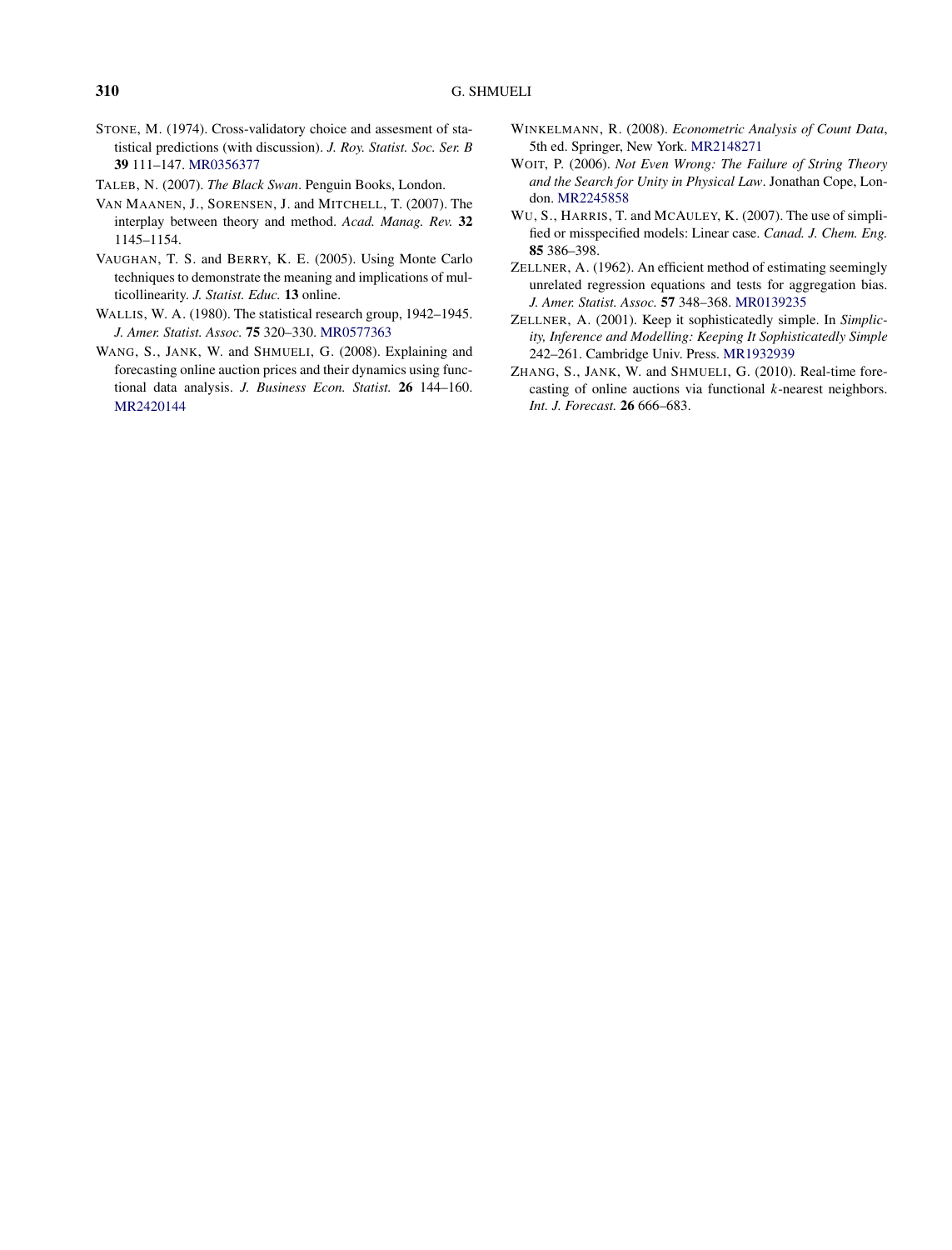STONE, M. (1974). Cross-validatory choice and assesment of statistical predictions (with discussion). *J. Roy. Statist. Soc. Ser. B* **39** 111–147. MR0356377

TALEB, N. (2007). *The Black Swan*. Penguin Books, London.

VAN MAANEN, J., SORENSEN, J. and MITCHELL, T. (2007). The interplay between theory and method. *Acad. Manag. Rev.* **32** 1145–1154.

VAUGHAN, T. S. and BERRY, K. E. (2005). Using Monte Carlo techniques to demonstrate the meaning and implications of multicollinearity. *J. Statist. Educ.* **13** online.

WALLIS, W. A. (1980). The statistical research group, 1942–1945. *J. Amer. Statist. Assoc.* **75** 320–330. MR0577363

WANG, S., JANK, W. and SHMUELI, G. (2008). Explaining and forecasting online auction prices and their dynamics using functional data analysis. *J. Business Econ. Statist.* **26** 144–160. MR2420144

WINKELMANN, R. (2008). *Econometric Analysis of Count Data*, 5th ed. Springer, New York. MR2148271

WOIT, P. (2006). *Not Even Wrong: The Failure of String Theory and the Search for Unity in Physical Law*. Jonathan Cope, London. MR2245858

WU, S., HARRIS, T. and MCAULEY, K. (2007). The use of simplified or misspecified models: Linear case. *Canad. J. Chem. Eng.* **85** 386–398.

ZELLNER, A. (1962). An efficient method of estimating seemingly unrelated regression equations and tests for aggregation bias. *J. Amer. Statist. Assoc.* **57** 348–368. MR0139235

ZELLNER, A. (2001). Keep it sophisticatedly simple. In *Simplicity, Inference and Modelling: Keeping It Sophisticatedly Simple* 242–261. Cambridge Univ. Press. MR1932939

ZHANG, S., JANK, W. and SHMUELI, G. (2010). Real-time forecasting of online auctions via functional $k$-nearest neighbors. *Int. J. Forecast.* **26** 666–683.